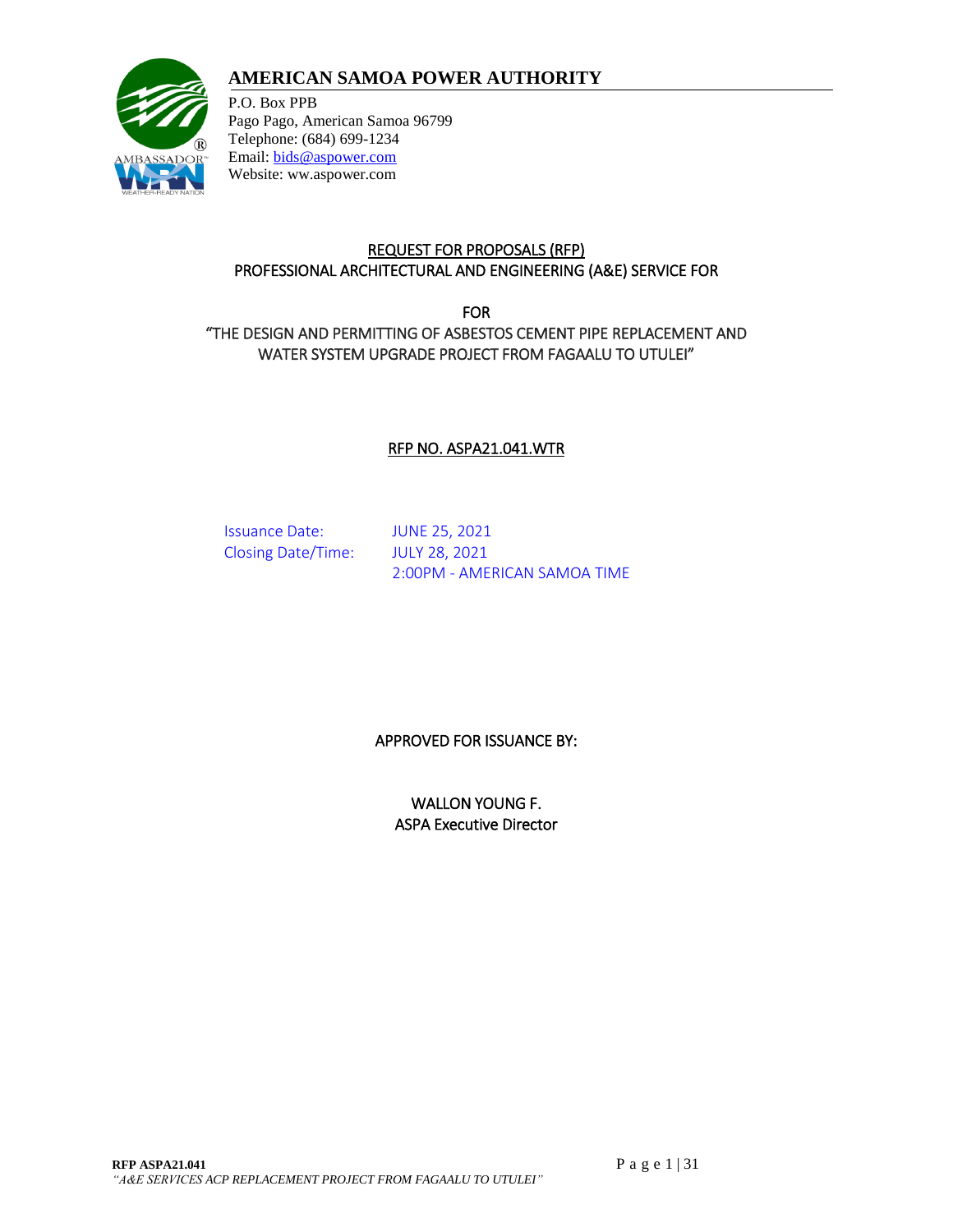# AMERICAN SAMOA POWER AUTHORITY

P.O. Box PPB
Pago Pago, American Samoa 96799
Telephone: (684) 699-1234
Email: bids@aspower.com
Website: ww.aspower.com

## REQUEST FOR PROPOSALS (RFP)
## PROFESSIONAL ARCHITECTURAL AND ENGINEERING (A&E) SERVICE FOR

FOR

"THE DESIGN AND PERMITTING OF ASBESTOS CEMENT PIPE REPLACEMENT AND WATER SYSTEM UPGRADE PROJECT FROM FAGAALU TO UTULEI"

**RFP NO. ASPA21.041.WTR**

| | |
|---|---|
| Issuance Date: | JUNE 25, 2021 |
| Closing Date/Time: | JULY 28, 2021 |
| | 2:00PM - AMERICAN SAMOA TIME |

APPROVED FOR ISSUANCE BY:

WALLON YOUNG F.
ASPA Executive Director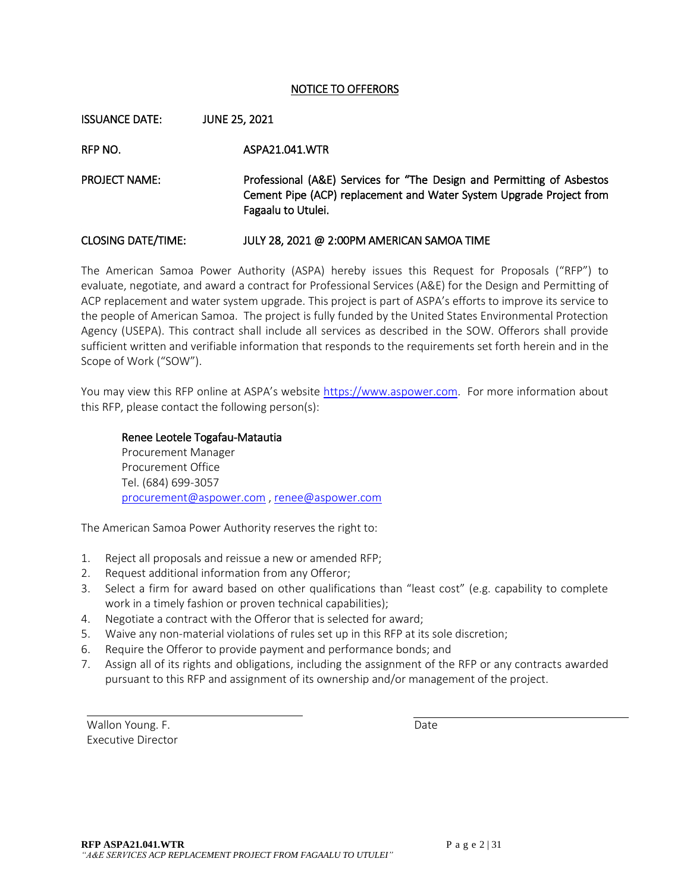## NOTICE TO OFFERORS

ISSUANCE DATE: JUNE 25, 2021

RFP NO. ASPA21.041.WTR

PROJECT NAME: Professional (A&E) Services for "The Design and Permitting of Asbestos Cement Pipe (ACP) replacement and Water System Upgrade Project from Fagaalu to Utulei.

CLOSING DATE/TIME: JULY 28, 2021 @ 2:00PM AMERICAN SAMOA TIME

The American Samoa Power Authority (ASPA) hereby issues this Request for Proposals ("RFP") to evaluate, negotiate, and award a contract for Professional Services (A&E) for the Design and Permitting of ACP replacement and water system upgrade. This project is part of ASPA's efforts to improve its service to the people of American Samoa. The project is fully funded by the United States Environmental Protection Agency (USEPA). This contract shall include all services as described in the SOW. Offerors shall provide sufficient written and verifiable information that responds to the requirements set forth herein and in the Scope of Work ("SOW").

You may view this RFP online at ASPA's website https://www.aspower.com. For more information about this RFP, please contact the following person(s):

Renee Leotele Togafau-Matautia
Procurement Manager
Procurement Office
Tel. (684) 699-3057
procurement@aspower.com , renee@aspower.com

The American Samoa Power Authority reserves the right to:

1. Reject all proposals and reissue a new or amended RFP;
2. Request additional information from any Offeror;
3. Select a firm for award based on other qualifications than "least cost" (e.g. capability to complete work in a timely fashion or proven technical capabilities);
4. Negotiate a contract with the Offeror that is selected for award;
5. Waive any non-material violations of rules set up in this RFP at its sole discretion;
6. Require the Offeror to provide payment and performance bonds; and
7. Assign all of its rights and obligations, including the assignment of the RFP or any contracts awarded pursuant to this RFP and assignment of its ownership and/or management of the project.

______________________________
Wallon Young. F.
Executive Director

______________________________
Date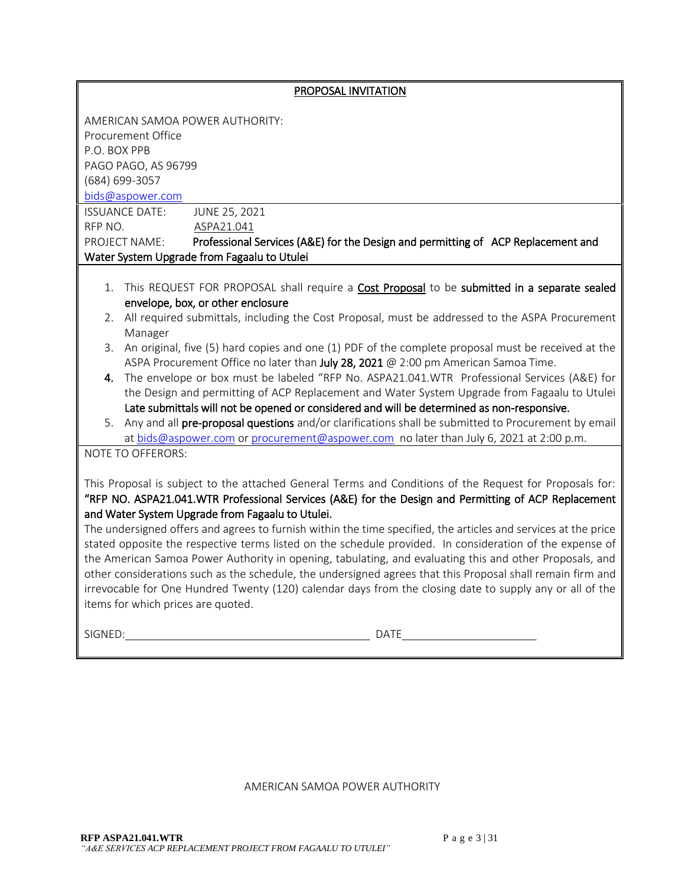## PROPOSAL INVITATION

AMERICAN SAMOA POWER AUTHORITY:
Procurement Office
P.O. BOX PPB
PAGO PAGO, AS 96799
(684) 699-3057
bids@aspower.com

ISSUANCE DATE: JUNE 25, 2021
RFP NO. ASPA21.041
PROJECT NAME: **Professional Services (A&E) for the Design and permitting of ACP Replacement and Water System Upgrade from Fagaalu to Utulei**

1. This REQUEST FOR PROPOSAL shall require a **Cost Proposal** to be **submitted in a separate sealed envelope, box, or other enclosure**
2. All required submittals, including the Cost Proposal, must be addressed to the ASPA Procurement Manager
3. An original, five (5) hard copies and one (1) PDF of the complete proposal must be received at the ASPA Procurement Office no later than **July 28, 2021** @ 2:00 pm American Samoa Time.
4. The envelope or box must be labeled "RFP No. ASPA21.041.WTR Professional Services (A&E) for the Design and permitting of ACP Replacement and Water System Upgrade from Fagaalu to Utulei **Late submittals will not be opened or considered and will be determined as non-responsive.**
5. Any and all **pre-proposal questions** and/or clarifications shall be submitted to Procurement by email at bids@aspower.com or procurement@aspower.com no later than July 6, 2021 at 2:00 p.m.

NOTE TO OFFERORS:

This Proposal is subject to the attached General Terms and Conditions of the Request for Proposals for: **"RFP NO. ASPA21.041.WTR Professional Services (A&E) for the Design and Permitting of ACP Replacement and Water System Upgrade from Fagaalu to Utulei.**
The undersigned offers and agrees to furnish within the time specified, the articles and services at the price stated opposite the respective terms listed on the schedule provided. In consideration of the expense of the American Samoa Power Authority in opening, tabulating, and evaluating this and other Proposals, and other considerations such as the schedule, the undersigned agrees that this Proposal shall remain firm and irrevocable for One Hundred Twenty (120) calendar days from the closing date to supply any or all of the items for which prices are quoted.

SIGNED:________________________________________ DATE______________________

AMERICAN SAMOA POWER AUTHORITY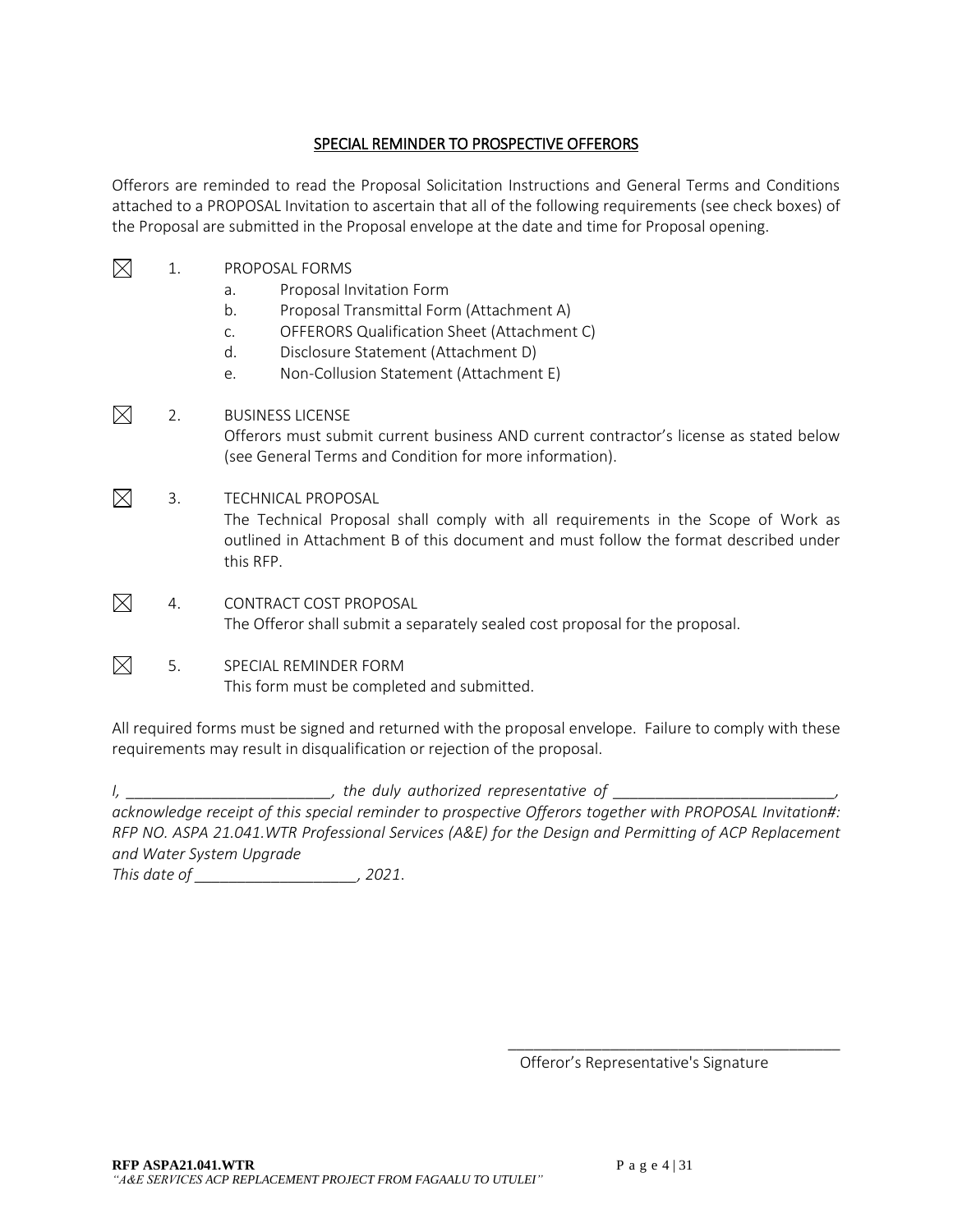## SPECIAL REMINDER TO PROSPECTIVE OFFERORS

Offerors are reminded to read the Proposal Solicitation Instructions and General Terms and Conditions attached to a PROPOSAL Invitation to ascertain that all of the following requirements (see check boxes) of the Proposal are submitted in the Proposal envelope at the date and time for Proposal opening.

☒ 1. PROPOSAL FORMS

- a. Proposal Invitation Form
- b. Proposal Transmittal Form (Attachment A)
- c. OFFERORS Qualification Sheet (Attachment C)
- d. Disclosure Statement (Attachment D)
- e. Non-Collusion Statement (Attachment E)

☒ 2. BUSINESS LICENSE

Offerors must submit current business AND current contractor's license as stated below (see General Terms and Condition for more information).

☒ 3. TECHNICAL PROPOSAL

The Technical Proposal shall comply with all requirements in the Scope of Work as outlined in Attachment B of this document and must follow the format described under this RFP.

☒ 4. CONTRACT COST PROPOSAL

The Offeror shall submit a separately sealed cost proposal for the proposal.

☒ 5. SPECIAL REMINDER FORM

This form must be completed and submitted.

All required forms must be signed and returned with the proposal envelope. Failure to comply with these requirements may result in disqualification or rejection of the proposal.

*I, ________________________, the duly authorized representative of __________________________, acknowledge receipt of this special reminder to prospective Offerors together with PROPOSAL Invitation#: RFP NO. ASPA 21.041.WTR Professional Services (A&E) for the Design and Permitting of ACP Replacement and Water System Upgrade*

*This date of ___________________, 2021.*

________________________________________

Offeror's Representative's Signature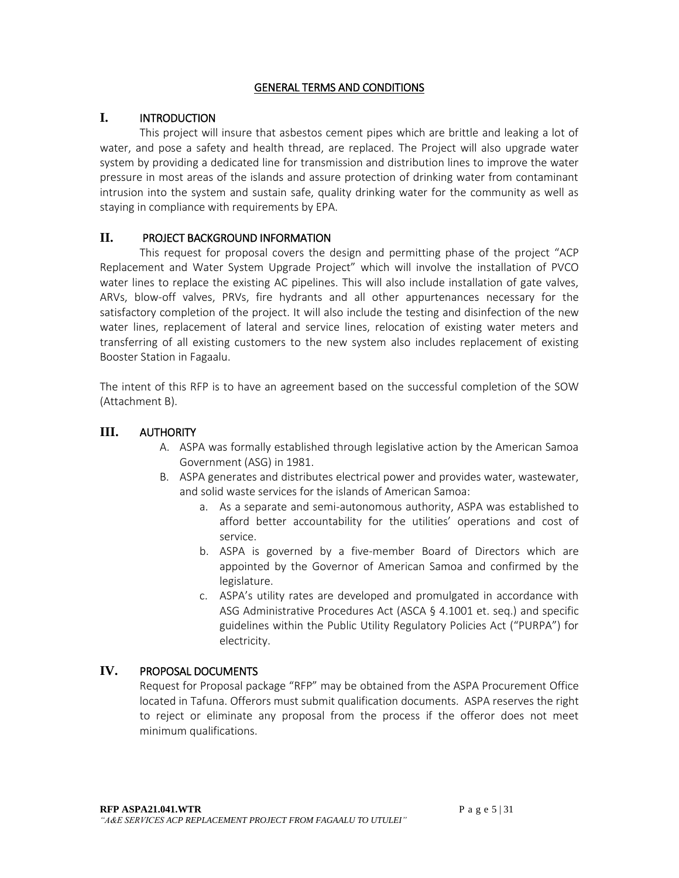# GENERAL TERMS AND CONDITIONS

## I. INTRODUCTION

This project will insure that asbestos cement pipes which are brittle and leaking a lot of water, and pose a safety and health thread, are replaced. The Project will also upgrade water system by providing a dedicated line for transmission and distribution lines to improve the water pressure in most areas of the islands and assure protection of drinking water from contaminant intrusion into the system and sustain safe, quality drinking water for the community as well as staying in compliance with requirements by EPA.

## II. PROJECT BACKGROUND INFORMATION

This request for proposal covers the design and permitting phase of the project "ACP Replacement and Water System Upgrade Project" which will involve the installation of PVCO water lines to replace the existing AC pipelines. This will also include installation of gate valves, ARVs, blow-off valves, PRVs, fire hydrants and all other appurtenances necessary for the satisfactory completion of the project. It will also include the testing and disinfection of the new water lines, replacement of lateral and service lines, relocation of existing water meters and transferring of all existing customers to the new system also includes replacement of existing Booster Station in Fagaalu.

The intent of this RFP is to have an agreement based on the successful completion of the SOW (Attachment B).

## III. AUTHORITY

A. ASPA was formally established through legislative action by the American Samoa Government (ASG) in 1981.
B. ASPA generates and distributes electrical power and provides water, wastewater, and solid waste services for the islands of American Samoa:
    a. As a separate and semi-autonomous authority, ASPA was established to afford better accountability for the utilities' operations and cost of service.
    b. ASPA is governed by a five-member Board of Directors which are appointed by the Governor of American Samoa and confirmed by the legislature.
    c. ASPA's utility rates are developed and promulgated in accordance with ASG Administrative Procedures Act (ASCA § 4.1001 et. seq.) and specific guidelines within the Public Utility Regulatory Policies Act ("PURPA") for electricity.

## IV. PROPOSAL DOCUMENTS

Request for Proposal package "RFP" may be obtained from the ASPA Procurement Office located in Tafuna. Offerors must submit qualification documents. ASPA reserves the right to reject or eliminate any proposal from the process if the offeror does not meet minimum qualifications.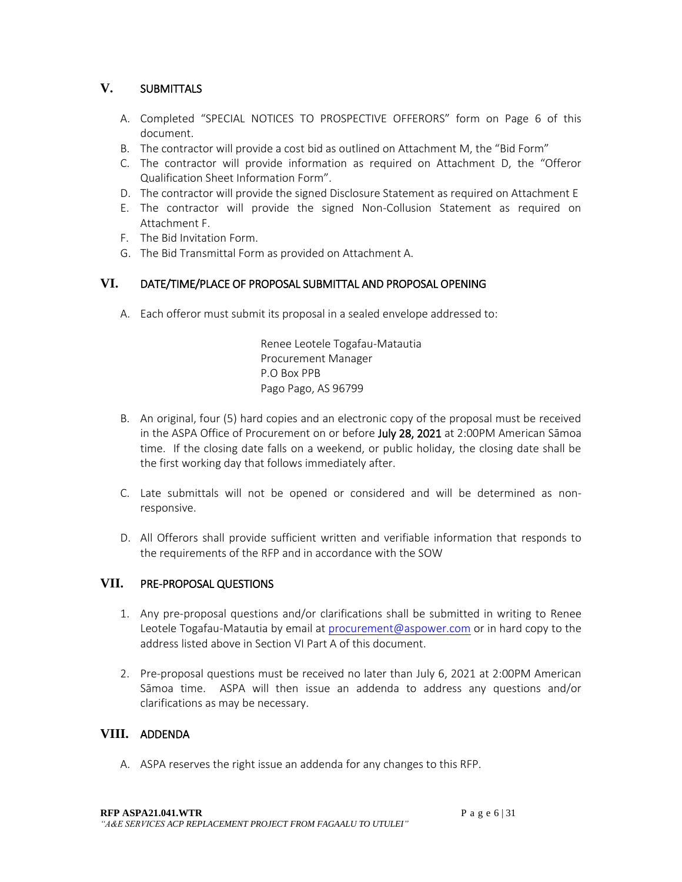## V. SUBMITTALS

A. Completed "SPECIAL NOTICES TO PROSPECTIVE OFFERORS" form on Page 6 of this document.
B. The contractor will provide a cost bid as outlined on Attachment M, the "Bid Form"
C. The contractor will provide information as required on Attachment D, the "Offeror Qualification Sheet Information Form".
D. The contractor will provide the signed Disclosure Statement as required on Attachment E
E. The contractor will provide the signed Non-Collusion Statement as required on Attachment F.
F. The Bid Invitation Form.
G. The Bid Transmittal Form as provided on Attachment A.

## VI. DATE/TIME/PLACE OF PROPOSAL SUBMITTAL AND PROPOSAL OPENING

A. Each offeror must submit its proposal in a sealed envelope addressed to:

Renee Leotele Togafau-Matautia
Procurement Manager
P.O Box PPB
Pago Pago, AS 96799

B. An original, four (5) hard copies and an electronic copy of the proposal must be received in the ASPA Office of Procurement on or before **July 28, 2021** at 2:00PM American Sāmoa time. If the closing date falls on a weekend, or public holiday, the closing date shall be the first working day that follows immediately after.

C. Late submittals will not be opened or considered and will be determined as non-responsive.

D. All Offerors shall provide sufficient written and verifiable information that responds to the requirements of the RFP and in accordance with the SOW

## VII. PRE-PROPOSAL QUESTIONS

1. Any pre-proposal questions and/or clarifications shall be submitted in writing to Renee Leotele Togafau-Matautia by email at procurement@aspower.com or in hard copy to the address listed above in Section VI Part A of this document.

2. Pre-proposal questions must be received no later than July 6, 2021 at 2:00PM American Sāmoa time. ASPA will then issue an addenda to address any questions and/or clarifications as may be necessary.

## VIII. ADDENDA

A. ASPA reserves the right issue an addenda for any changes to this RFP.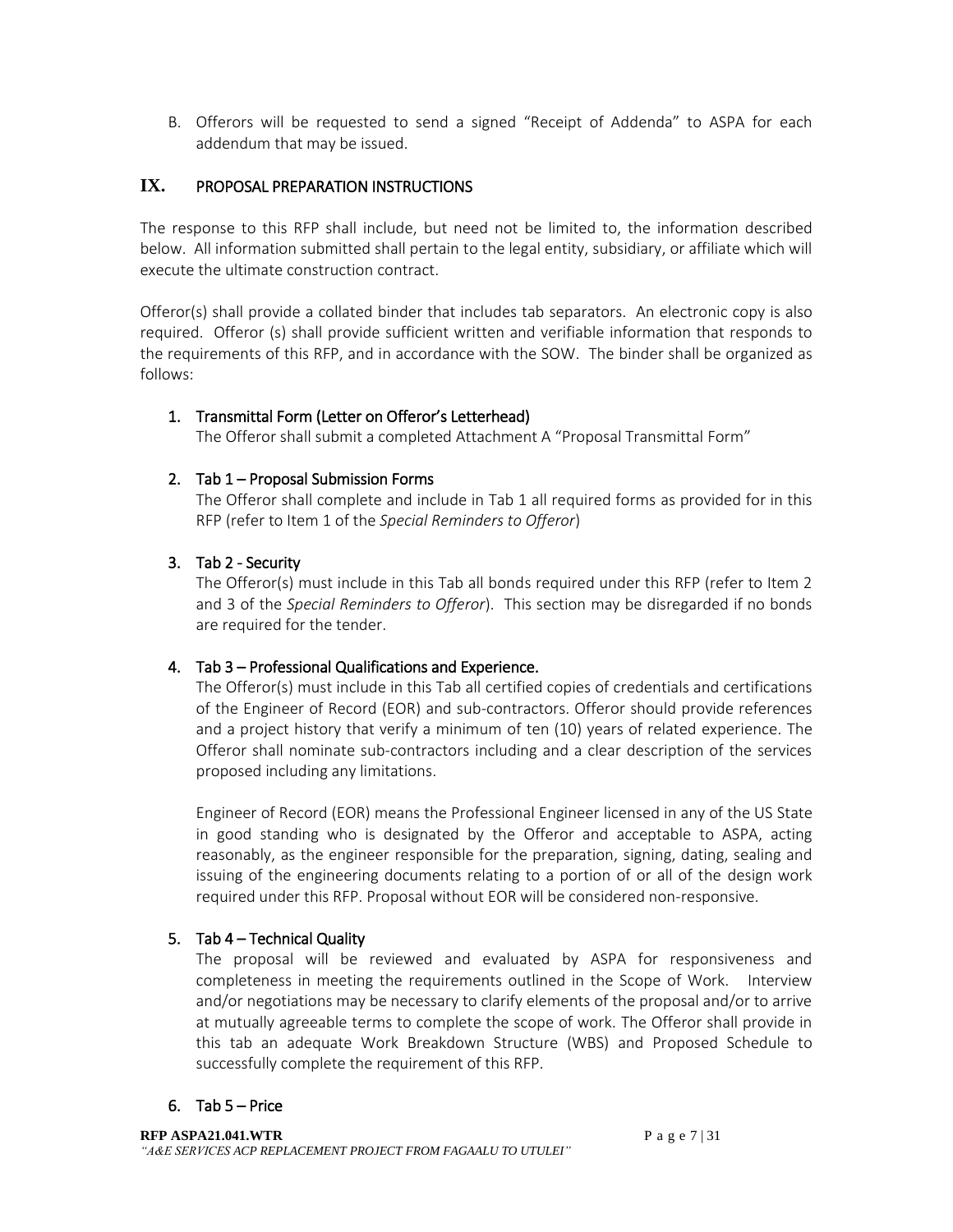B. Offerors will be requested to send a signed "Receipt of Addenda" to ASPA for each addendum that may be issued.

## IX. PROPOSAL PREPARATION INSTRUCTIONS

The response to this RFP shall include, but need not be limited to, the information described below. All information submitted shall pertain to the legal entity, subsidiary, or affiliate which will execute the ultimate construction contract.

Offeror(s) shall provide a collated binder that includes tab separators. An electronic copy is also required. Offeror (s) shall provide sufficient written and verifiable information that responds to the requirements of this RFP, and in accordance with the SOW. The binder shall be organized as follows:

1. **Transmittal Form (Letter on Offeror's Letterhead)**
   The Offeror shall submit a completed Attachment A "Proposal Transmittal Form"

2. **Tab 1 – Proposal Submission Forms**
   The Offeror shall complete and include in Tab 1 all required forms as provided for in this RFP (refer to Item 1 of the *Special Reminders to Offeror*)

3. **Tab 2 - Security**
   The Offeror(s) must include in this Tab all bonds required under this RFP (refer to Item 2 and 3 of the *Special Reminders to Offeror*). This section may be disregarded if no bonds are required for the tender.

4. **Tab 3 – Professional Qualifications and Experience.**
   The Offeror(s) must include in this Tab all certified copies of credentials and certifications of the Engineer of Record (EOR) and sub-contractors. Offeror should provide references and a project history that verify a minimum of ten (10) years of related experience. The Offeror shall nominate sub-contractors including and a clear description of the services proposed including any limitations.

   Engineer of Record (EOR) means the Professional Engineer licensed in any of the US State in good standing who is designated by the Offeror and acceptable to ASPA, acting reasonably, as the engineer responsible for the preparation, signing, dating, sealing and issuing of the engineering documents relating to a portion of or all of the design work required under this RFP. Proposal without EOR will be considered non-responsive.

5. **Tab 4 – Technical Quality**
   The proposal will be reviewed and evaluated by ASPA for responsiveness and completeness in meeting the requirements outlined in the Scope of Work. Interview and/or negotiations may be necessary to clarify elements of the proposal and/or to arrive at mutually agreeable terms to complete the scope of work. The Offeror shall provide in this tab an adequate Work Breakdown Structure (WBS) and Proposed Schedule to successfully complete the requirement of this RFP.

6. **Tab 5 – Price**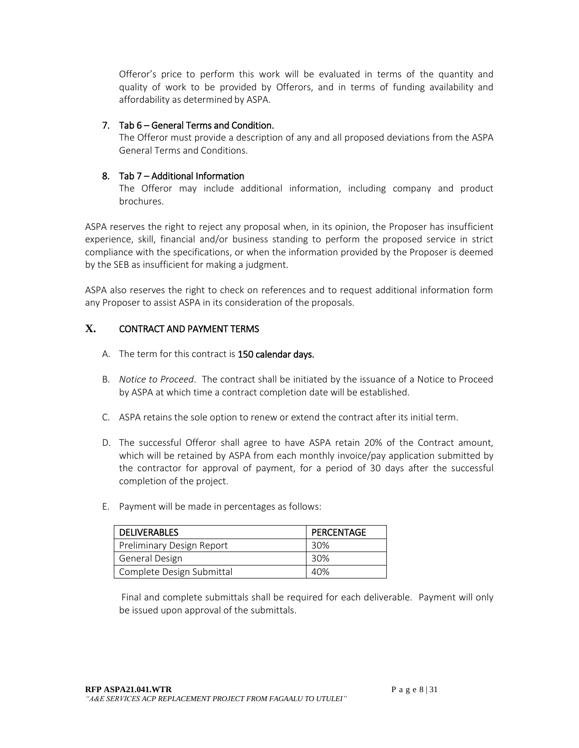Offeror's price to perform this work will be evaluated in terms of the quantity and quality of work to be provided by Offerors, and in terms of funding availability and affordability as determined by ASPA.

7. **Tab 6 – General Terms and Condition.**

   The Offeror must provide a description of any and all proposed deviations from the ASPA General Terms and Conditions.

8. **Tab 7 – Additional Information**

   The Offeror may include additional information, including company and product brochures.

ASPA reserves the right to reject any proposal when, in its opinion, the Proposer has insufficient experience, skill, financial and/or business standing to perform the proposed service in strict compliance with the specifications, or when the information provided by the Proposer is deemed by the SEB as insufficient for making a judgment.

ASPA also reserves the right to check on references and to request additional information form any Proposer to assist ASPA in its consideration of the proposals.

## X. CONTRACT AND PAYMENT TERMS

A. The term for this contract is **150 calendar days.**

B. *Notice to Proceed*. The contract shall be initiated by the issuance of a Notice to Proceed by ASPA at which time a contract completion date will be established.

C. ASPA retains the sole option to renew or extend the contract after its initial term.

D. The successful Offeror shall agree to have ASPA retain 20% of the Contract amount, which will be retained by ASPA from each monthly invoice/pay application submitted by the contractor for approval of payment, for a period of 30 days after the successful completion of the project.

E. Payment will be made in percentages as follows:

| DELIVERABLES | PERCENTAGE |
|---|---|
| Preliminary Design Report | 30% |
| General Design | 30% |
| Complete Design Submittal | 40% |

Final and complete submittals shall be required for each deliverable. Payment will only be issued upon approval of the submittals.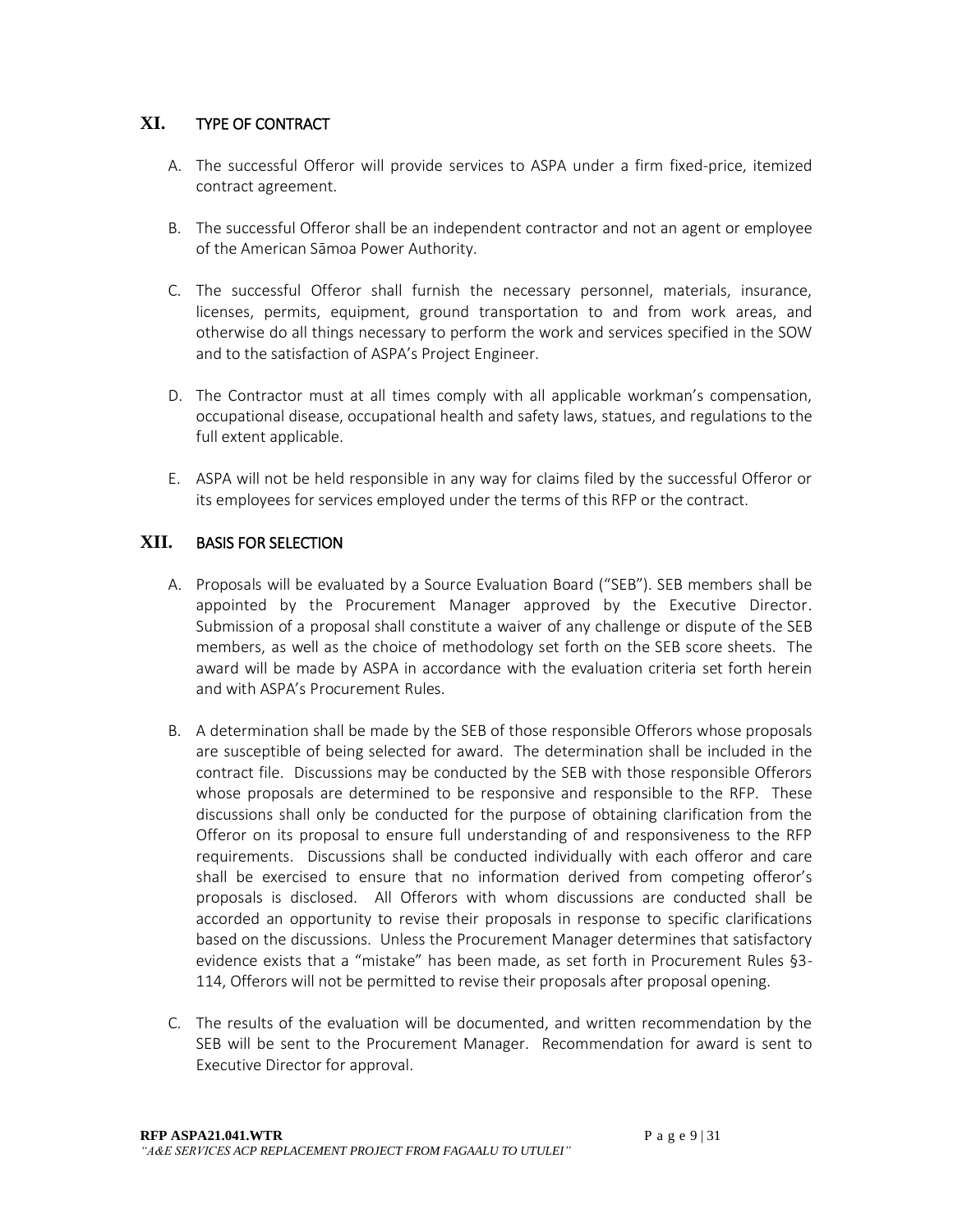## XI. TYPE OF CONTRACT

A. The successful Offeror will provide services to ASPA under a firm fixed-price, itemized contract agreement.

B. The successful Offeror shall be an independent contractor and not an agent or employee of the American Sāmoa Power Authority.

C. The successful Offeror shall furnish the necessary personnel, materials, insurance, licenses, permits, equipment, ground transportation to and from work areas, and otherwise do all things necessary to perform the work and services specified in the SOW and to the satisfaction of ASPA's Project Engineer.

D. The Contractor must at all times comply with all applicable workman's compensation, occupational disease, occupational health and safety laws, statues, and regulations to the full extent applicable.

E. ASPA will not be held responsible in any way for claims filed by the successful Offeror or its employees for services employed under the terms of this RFP or the contract.

## XII. BASIS FOR SELECTION

A. Proposals will be evaluated by a Source Evaluation Board ("SEB"). SEB members shall be appointed by the Procurement Manager approved by the Executive Director. Submission of a proposal shall constitute a waiver of any challenge or dispute of the SEB members, as well as the choice of methodology set forth on the SEB score sheets. The award will be made by ASPA in accordance with the evaluation criteria set forth herein and with ASPA's Procurement Rules.

B. A determination shall be made by the SEB of those responsible Offerors whose proposals are susceptible of being selected for award. The determination shall be included in the contract file. Discussions may be conducted by the SEB with those responsible Offerors whose proposals are determined to be responsive and responsible to the RFP. These discussions shall only be conducted for the purpose of obtaining clarification from the Offeror on its proposal to ensure full understanding of and responsiveness to the RFP requirements. Discussions shall be conducted individually with each offeror and care shall be exercised to ensure that no information derived from competing offeror's proposals is disclosed. All Offerors with whom discussions are conducted shall be accorded an opportunity to revise their proposals in response to specific clarifications based on the discussions. Unless the Procurement Manager determines that satisfactory evidence exists that a "mistake" has been made, as set forth in Procurement Rules §3-114, Offerors will not be permitted to revise their proposals after proposal opening.

C. The results of the evaluation will be documented, and written recommendation by the SEB will be sent to the Procurement Manager. Recommendation for award is sent to Executive Director for approval.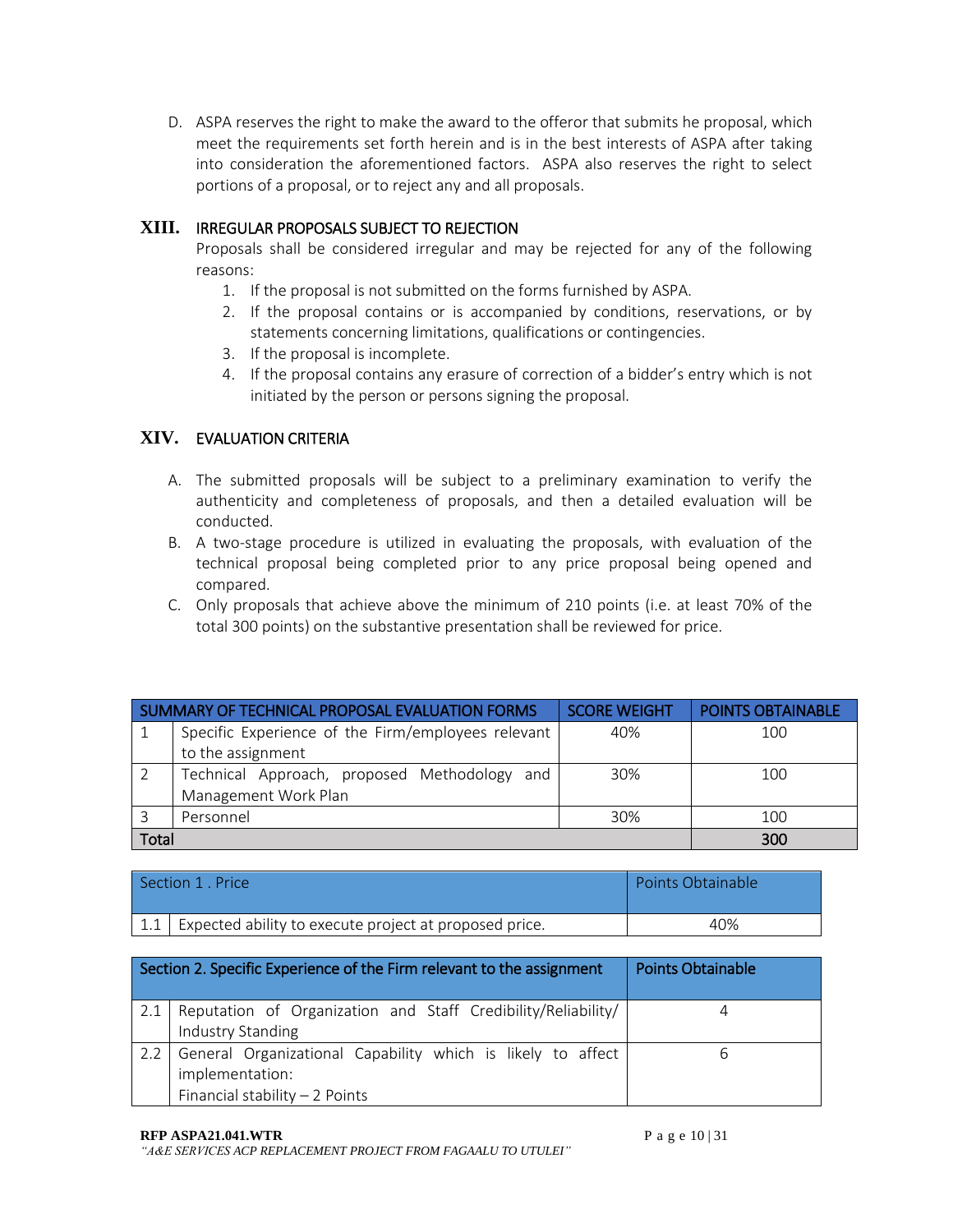D. ASPA reserves the right to make the award to the offeror that submits he proposal, which meet the requirements set forth herein and is in the best interests of ASPA after taking into consideration the aforementioned factors. ASPA also reserves the right to select portions of a proposal, or to reject any and all proposals.

## XIII. IRREGULAR PROPOSALS SUBJECT TO REJECTION

Proposals shall be considered irregular and may be rejected for any of the following reasons:

1. If the proposal is not submitted on the forms furnished by ASPA.
2. If the proposal contains or is accompanied by conditions, reservations, or by statements concerning limitations, qualifications or contingencies.
3. If the proposal is incomplete.
4. If the proposal contains any erasure of correction of a bidder's entry which is not initiated by the person or persons signing the proposal.

## XIV. EVALUATION CRITERIA

A. The submitted proposals will be subject to a preliminary examination to verify the authenticity and completeness of proposals, and then a detailed evaluation will be conducted.

B. A two-stage procedure is utilized in evaluating the proposals, with evaluation of the technical proposal being completed prior to any price proposal being opened and compared.

C. Only proposals that achieve above the minimum of 210 points (i.e. at least 70% of the total 300 points) on the substantive presentation shall be reviewed for price.

| | SUMMARY OF TECHNICAL PROPOSAL EVALUATION FORMS | SCORE WEIGHT | POINTS OBTAINABLE |
|---|---|---|---|
| 1 | Specific Experience of the Firm/employees relevant to the assignment | 40% | 100 |
| 2 | Technical Approach, proposed Methodology and Management Work Plan | 30% | 100 |
| 3 | Personnel | 30% | 100 |
| **Total** | | | **300** |

| | Section 1 . Price | Points Obtainable |
|---|---|---|
| 1.1 | Expected ability to execute project at proposed price. | 40% |

| | Section 2. Specific Experience of the Firm relevant to the assignment | Points Obtainable |
|---|---|---|
| 2.1 | Reputation of Organization and Staff Credibility/Reliability/ Industry Standing | 4 |
| 2.2 | General Organizational Capability which is likely to affect implementation:<br>Financial stability – 2 Points | 6 |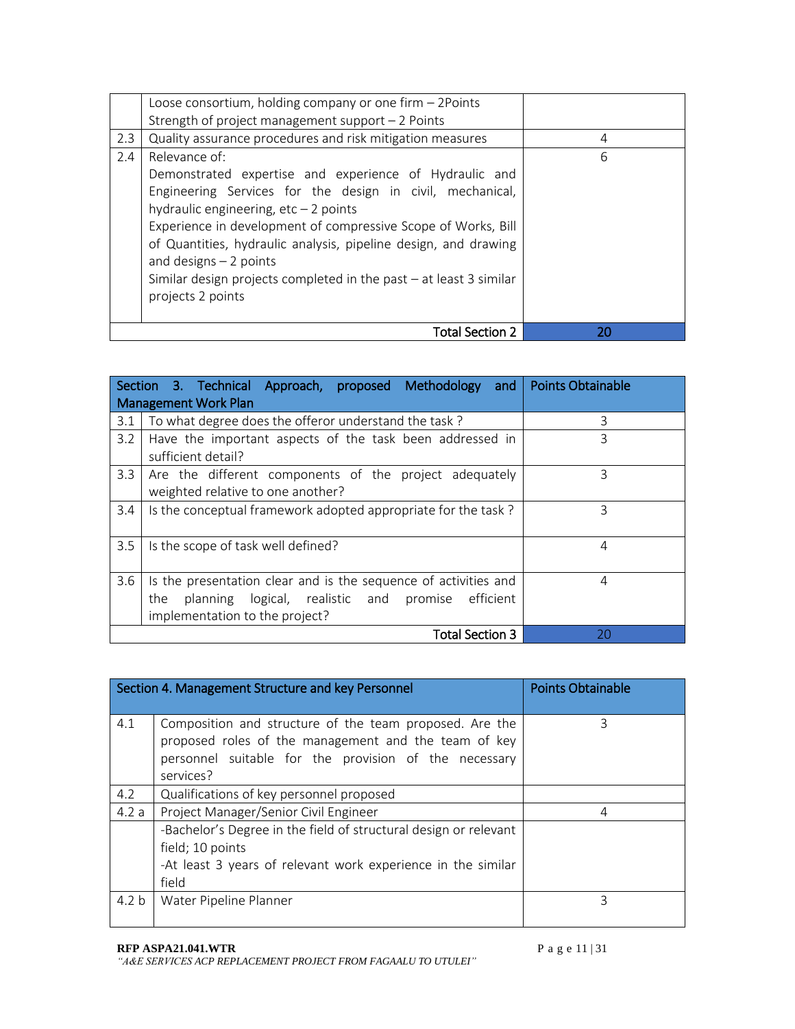| | | |
|---|---|---|
| | Loose consortium, holding company or one firm – 2Points<br>Strength of project management support – 2 Points | |
| 2.3 | Quality assurance procedures and risk mitigation measures | 4 |
| 2.4 | Relevance of:<br>Demonstrated expertise and experience of Hydraulic and Engineering Services for the design in civil, mechanical, hydraulic engineering, etc – 2 points<br>Experience in development of compressive Scope of Works, Bill of Quantities, hydraulic analysis, pipeline design, and drawing and designs – 2 points<br>Similar design projects completed in the past – at least 3 similar projects 2 points | 6 |
| | **Total Section 2** | **20** |

| Section 3. Technical Approach, proposed Methodology and Management Work Plan | | Points Obtainable |
|---|---|---|
| 3.1 | To what degree does the offeror understand the task ? | 3 |
| 3.2 | Have the important aspects of the task been addressed in sufficient detail? | 3 |
| 3.3 | Are the different components of the project adequately weighted relative to one another? | 3 |
| 3.4 | Is the conceptual framework adopted appropriate for the task ? | 3 |
| 3.5 | Is the scope of task well defined? | 4 |
| 3.6 | Is the presentation clear and is the sequence of activities and the planning logical, realistic and promise efficient implementation to the project? | 4 |
| | **Total Section 3** | **20** |

| Section 4. Management Structure and key Personnel | | Points Obtainable |
|---|---|---|
| 4.1 | Composition and structure of the team proposed. Are the proposed roles of the management and the team of key personnel suitable for the provision of the necessary services? | 3 |
| 4.2 | Qualifications of key personnel proposed | |
| 4.2 a | Project Manager/Senior Civil Engineer | 4 |
| | -Bachelor's Degree in the field of structural design or relevant field; 10 points<br>-At least 3 years of relevant work experience in the similar field | |
| 4.2 b | Water Pipeline Planner | 3 |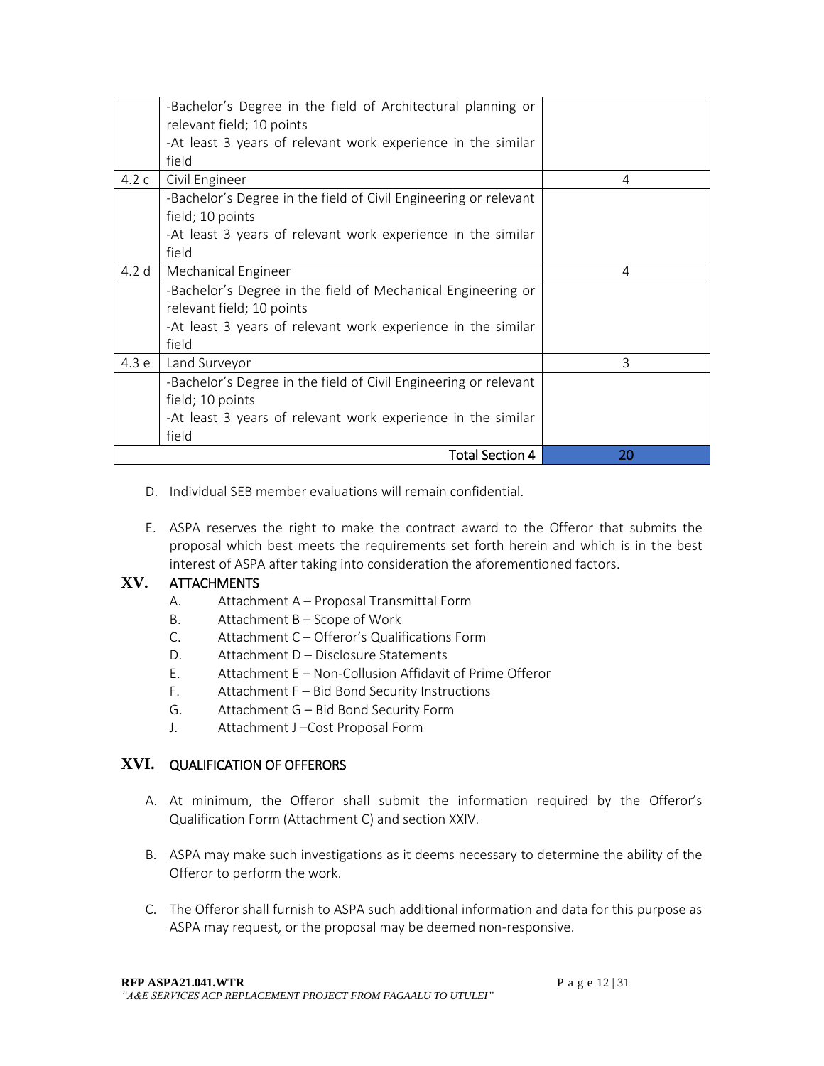| | | |
|---|---|---|
| | -Bachelor's Degree in the field of Architectural planning or relevant field; 10 points<br>-At least 3 years of relevant work experience in the similar field | |
| 4.2 c | Civil Engineer | 4 |
| | -Bachelor's Degree in the field of Civil Engineering or relevant field; 10 points<br>-At least 3 years of relevant work experience in the similar field | |
| 4.2 d | Mechanical Engineer | 4 |
| | -Bachelor's Degree in the field of Mechanical Engineering or relevant field; 10 points<br>-At least 3 years of relevant work experience in the similar field | |
| 4.3 e | Land Surveyor | 3 |
| | -Bachelor's Degree in the field of Civil Engineering or relevant field; 10 points<br>-At least 3 years of relevant work experience in the similar field | |
| | Total Section 4 | 20 |

D. Individual SEB member evaluations will remain confidential.

E. ASPA reserves the right to make the contract award to the Offeror that submits the proposal which best meets the requirements set forth herein and which is in the best interest of ASPA after taking into consideration the aforementioned factors.

## XV. ATTACHMENTS

A. Attachment A – Proposal Transmittal Form
B. Attachment B – Scope of Work
C. Attachment C – Offeror's Qualifications Form
D. Attachment D – Disclosure Statements
E. Attachment E – Non-Collusion Affidavit of Prime Offeror
F. Attachment F – Bid Bond Security Instructions
G. Attachment G – Bid Bond Security Form
J. Attachment J –Cost Proposal Form

## XVI. QUALIFICATION OF OFFERORS

A. At minimum, the Offeror shall submit the information required by the Offeror's Qualification Form (Attachment C) and section XXIV.

B. ASPA may make such investigations as it deems necessary to determine the ability of the Offeror to perform the work.

C. The Offeror shall furnish to ASPA such additional information and data for this purpose as ASPA may request, or the proposal may be deemed non-responsive.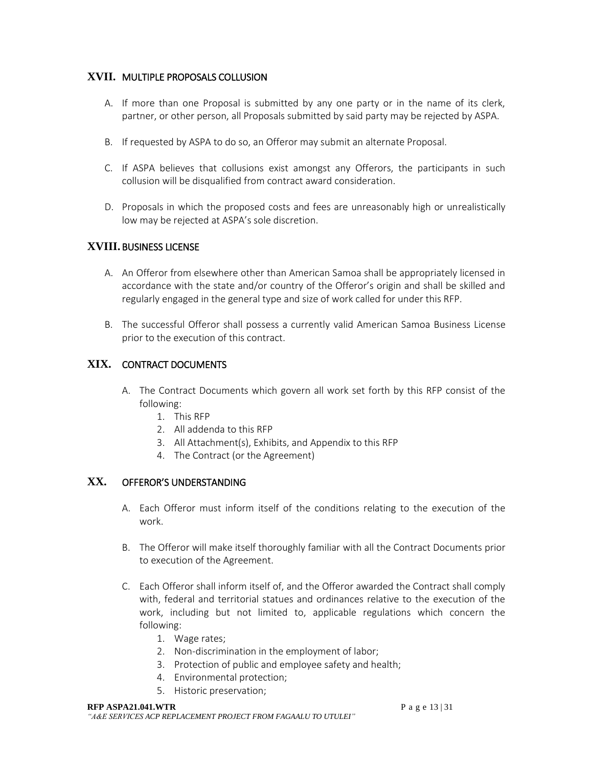## XVII. MULTIPLE PROPOSALS COLLUSION

A. If more than one Proposal is submitted by any one party or in the name of its clerk, partner, or other person, all Proposals submitted by said party may be rejected by ASPA.

B. If requested by ASPA to do so, an Offeror may submit an alternate Proposal.

C. If ASPA believes that collusions exist amongst any Offerors, the participants in such collusion will be disqualified from contract award consideration.

D. Proposals in which the proposed costs and fees are unreasonably high or unrealistically low may be rejected at ASPA's sole discretion.

## XVIII. BUSINESS LICENSE

A. An Offeror from elsewhere other than American Samoa shall be appropriately licensed in accordance with the state and/or country of the Offeror's origin and shall be skilled and regularly engaged in the general type and size of work called for under this RFP.

B. The successful Offeror shall possess a currently valid American Samoa Business License prior to the execution of this contract.

## XIX. CONTRACT DOCUMENTS

A. The Contract Documents which govern all work set forth by this RFP consist of the following:
   1. This RFP
   2. All addenda to this RFP
   3. All Attachment(s), Exhibits, and Appendix to this RFP
   4. The Contract (or the Agreement)

## XX. OFFEROR'S UNDERSTANDING

A. Each Offeror must inform itself of the conditions relating to the execution of the work.

B. The Offeror will make itself thoroughly familiar with all the Contract Documents prior to execution of the Agreement.

C. Each Offeror shall inform itself of, and the Offeror awarded the Contract shall comply with, federal and territorial statues and ordinances relative to the execution of the work, including but not limited to, applicable regulations which concern the following:
   1. Wage rates;
   2. Non-discrimination in the employment of labor;
   3. Protection of public and employee safety and health;
   4. Environmental protection;
   5. Historic preservation;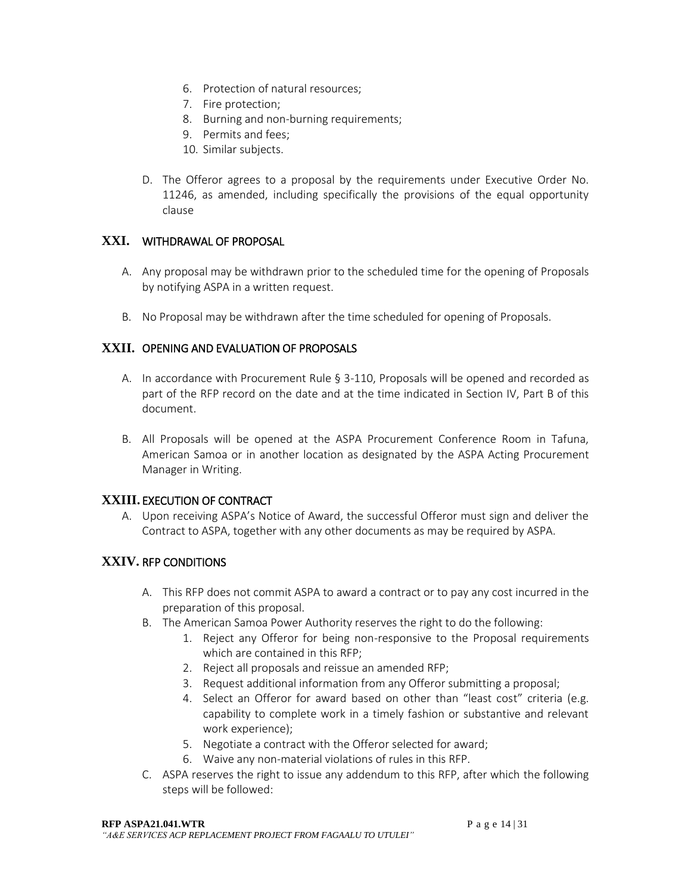6. Protection of natural resources;
7. Fire protection;
8. Burning and non-burning requirements;
9. Permits and fees;
10. Similar subjects.

D. The Offeror agrees to a proposal by the requirements under Executive Order No. 11246, as amended, including specifically the provisions of the equal opportunity clause

## XXI. WITHDRAWAL OF PROPOSAL

A. Any proposal may be withdrawn prior to the scheduled time for the opening of Proposals by notifying ASPA in a written request.

B. No Proposal may be withdrawn after the time scheduled for opening of Proposals.

## XXII. OPENING AND EVALUATION OF PROPOSALS

A. In accordance with Procurement Rule § 3-110, Proposals will be opened and recorded as part of the RFP record on the date and at the time indicated in Section IV, Part B of this document.

B. All Proposals will be opened at the ASPA Procurement Conference Room in Tafuna, American Samoa or in another location as designated by the ASPA Acting Procurement Manager in Writing.

## XXIII. EXECUTION OF CONTRACT

A. Upon receiving ASPA's Notice of Award, the successful Offeror must sign and deliver the Contract to ASPA, together with any other documents as may be required by ASPA.

## XXIV. RFP CONDITIONS

A. This RFP does not commit ASPA to award a contract or to pay any cost incurred in the preparation of this proposal.

B. The American Samoa Power Authority reserves the right to do the following:
   1. Reject any Offeror for being non-responsive to the Proposal requirements which are contained in this RFP;
   2. Reject all proposals and reissue an amended RFP;
   3. Request additional information from any Offeror submitting a proposal;
   4. Select an Offeror for award based on other than "least cost" criteria (e.g. capability to complete work in a timely fashion or substantive and relevant work experience);
   5. Negotiate a contract with the Offeror selected for award;
   6. Waive any non-material violations of rules in this RFP.

C. ASPA reserves the right to issue any addendum to this RFP, after which the following steps will be followed: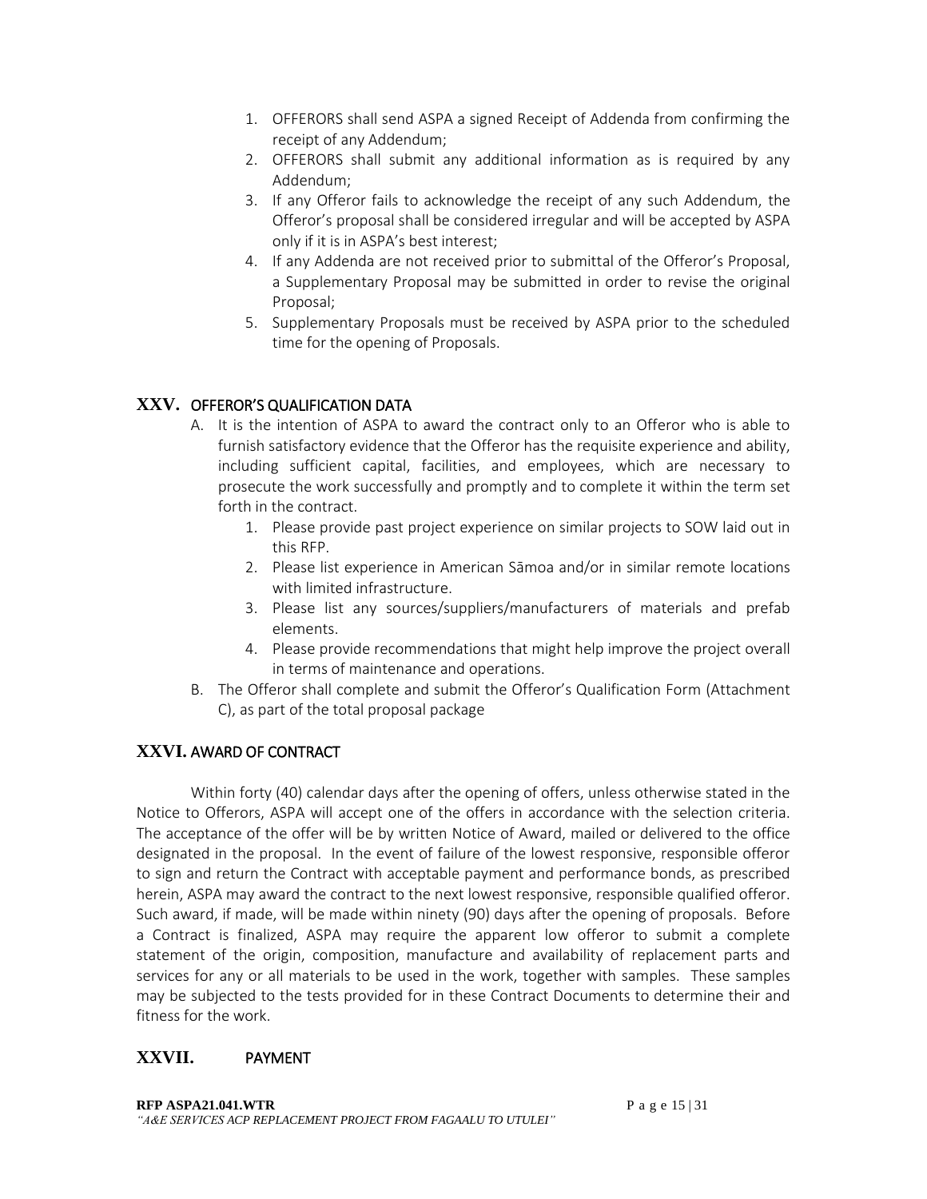1. OFFERORS shall send ASPA a signed Receipt of Addenda from confirming the receipt of any Addendum;
2. OFFERORS shall submit any additional information as is required by any Addendum;
3. If any Offeror fails to acknowledge the receipt of any such Addendum, the Offeror's proposal shall be considered irregular and will be accepted by ASPA only if it is in ASPA's best interest;
4. If any Addenda are not received prior to submittal of the Offeror's Proposal, a Supplementary Proposal may be submitted in order to revise the original Proposal;
5. Supplementary Proposals must be received by ASPA prior to the scheduled time for the opening of Proposals.

## XXV. OFFEROR'S QUALIFICATION DATA

A. It is the intention of ASPA to award the contract only to an Offeror who is able to furnish satisfactory evidence that the Offeror has the requisite experience and ability, including sufficient capital, facilities, and employees, which are necessary to prosecute the work successfully and promptly and to complete it within the term set forth in the contract.
   1. Please provide past project experience on similar projects to SOW laid out in this RFP.
   2. Please list experience in American Sāmoa and/or in similar remote locations with limited infrastructure.
   3. Please list any sources/suppliers/manufacturers of materials and prefab elements.
   4. Please provide recommendations that might help improve the project overall in terms of maintenance and operations.

B. The Offeror shall complete and submit the Offeror's Qualification Form (Attachment C), as part of the total proposal package

## XXVI. AWARD OF CONTRACT

Within forty (40) calendar days after the opening of offers, unless otherwise stated in the Notice to Offerors, ASPA will accept one of the offers in accordance with the selection criteria. The acceptance of the offer will be by written Notice of Award, mailed or delivered to the office designated in the proposal. In the event of failure of the lowest responsive, responsible offeror to sign and return the Contract with acceptable payment and performance bonds, as prescribed herein, ASPA may award the contract to the next lowest responsive, responsible qualified offeror. Such award, if made, will be made within ninety (90) days after the opening of proposals. Before a Contract is finalized, ASPA may require the apparent low offeror to submit a complete statement of the origin, composition, manufacture and availability of replacement parts and services for any or all materials to be used in the work, together with samples. These samples may be subjected to the tests provided for in these Contract Documents to determine their and fitness for the work.

## XXVII. PAYMENT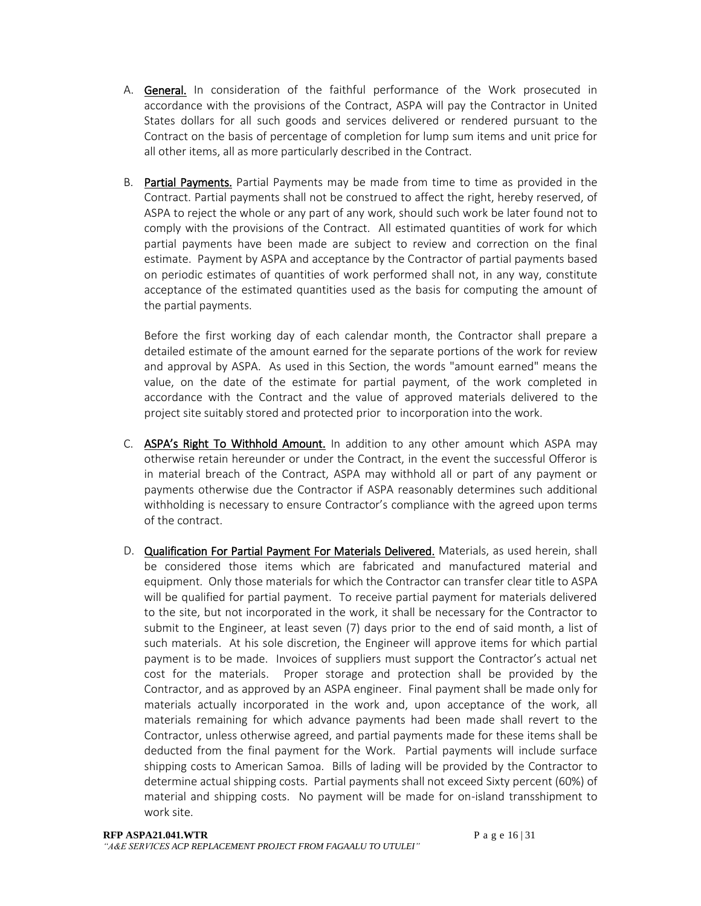A. **General.** In consideration of the faithful performance of the Work prosecuted in accordance with the provisions of the Contract, ASPA will pay the Contractor in United States dollars for all such goods and services delivered or rendered pursuant to the Contract on the basis of percentage of completion for lump sum items and unit price for all other items, all as more particularly described in the Contract.

B. **Partial Payments.** Partial Payments may be made from time to time as provided in the Contract. Partial payments shall not be construed to affect the right, hereby reserved, of ASPA to reject the whole or any part of any work, should such work be later found not to comply with the provisions of the Contract. All estimated quantities of work for which partial payments have been made are subject to review and correction on the final estimate. Payment by ASPA and acceptance by the Contractor of partial payments based on periodic estimates of quantities of work performed shall not, in any way, constitute acceptance of the estimated quantities used as the basis for computing the amount of the partial payments.

   Before the first working day of each calendar month, the Contractor shall prepare a detailed estimate of the amount earned for the separate portions of the work for review and approval by ASPA. As used in this Section, the words "amount earned" means the value, on the date of the estimate for partial payment, of the work completed in accordance with the Contract and the value of approved materials delivered to the project site suitably stored and protected prior to incorporation into the work.

C. **ASPA's Right To Withhold Amount.** In addition to any other amount which ASPA may otherwise retain hereunder or under the Contract, in the event the successful Offeror is in material breach of the Contract, ASPA may withhold all or part of any payment or payments otherwise due the Contractor if ASPA reasonably determines such additional withholding is necessary to ensure Contractor's compliance with the agreed upon terms of the contract.

D. **Qualification For Partial Payment For Materials Delivered.** Materials, as used herein, shall be considered those items which are fabricated and manufactured material and equipment. Only those materials for which the Contractor can transfer clear title to ASPA will be qualified for partial payment. To receive partial payment for materials delivered to the site, but not incorporated in the work, it shall be necessary for the Contractor to submit to the Engineer, at least seven (7) days prior to the end of said month, a list of such materials. At his sole discretion, the Engineer will approve items for which partial payment is to be made. Invoices of suppliers must support the Contractor's actual net cost for the materials. Proper storage and protection shall be provided by the Contractor, and as approved by an ASPA engineer. Final payment shall be made only for materials actually incorporated in the work and, upon acceptance of the work, all materials remaining for which advance payments had been made shall revert to the Contractor, unless otherwise agreed, and partial payments made for these items shall be deducted from the final payment for the Work. Partial payments will include surface shipping costs to American Samoa. Bills of lading will be provided by the Contractor to determine actual shipping costs. Partial payments shall not exceed Sixty percent (60%) of material and shipping costs. No payment will be made for on-island transshipment to work site.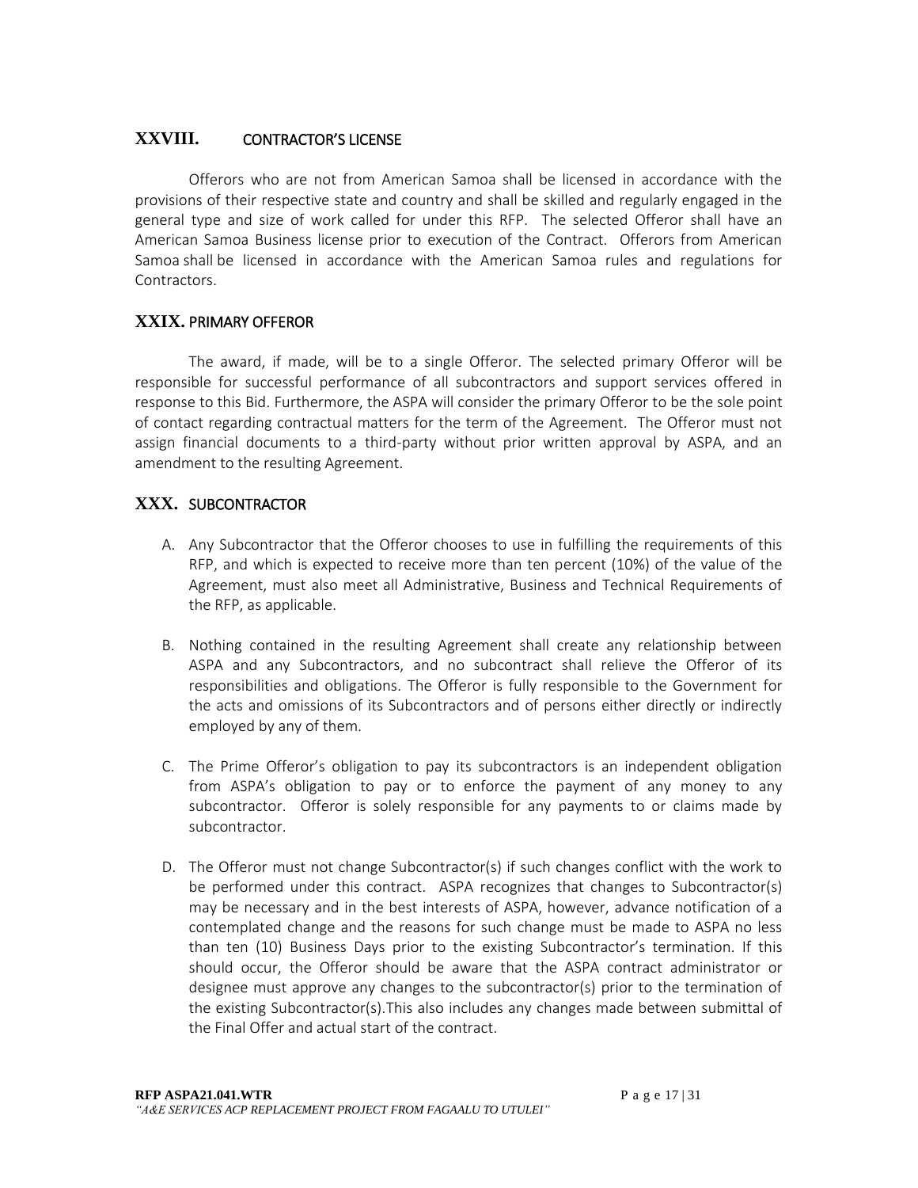## XXVIII. CONTRACTOR'S LICENSE

Offerors who are not from American Samoa shall be licensed in accordance with the provisions of their respective state and country and shall be skilled and regularly engaged in the general type and size of work called for under this RFP. The selected Offeror shall have an American Samoa Business license prior to execution of the Contract. Offerors from American Samoa shall be licensed in accordance with the American Samoa rules and regulations for Contractors.

## XXIX. PRIMARY OFFEROR

The award, if made, will be to a single Offeror. The selected primary Offeror will be responsible for successful performance of all subcontractors and support services offered in response to this Bid. Furthermore, the ASPA will consider the primary Offeror to be the sole point of contact regarding contractual matters for the term of the Agreement. The Offeror must not assign financial documents to a third-party without prior written approval by ASPA, and an amendment to the resulting Agreement.

## XXX. SUBCONTRACTOR

A. Any Subcontractor that the Offeror chooses to use in fulfilling the requirements of this RFP, and which is expected to receive more than ten percent (10%) of the value of the Agreement, must also meet all Administrative, Business and Technical Requirements of the RFP, as applicable.

B. Nothing contained in the resulting Agreement shall create any relationship between ASPA and any Subcontractors, and no subcontract shall relieve the Offeror of its responsibilities and obligations. The Offeror is fully responsible to the Government for the acts and omissions of its Subcontractors and of persons either directly or indirectly employed by any of them.

C. The Prime Offeror's obligation to pay its subcontractors is an independent obligation from ASPA's obligation to pay or to enforce the payment of any money to any subcontractor. Offeror is solely responsible for any payments to or claims made by subcontractor.

D. The Offeror must not change Subcontractor(s) if such changes conflict with the work to be performed under this contract. ASPA recognizes that changes to Subcontractor(s) may be necessary and in the best interests of ASPA, however, advance notification of a contemplated change and the reasons for such change must be made to ASPA no less than ten (10) Business Days prior to the existing Subcontractor's termination. If this should occur, the Offeror should be aware that the ASPA contract administrator or designee must approve any changes to the subcontractor(s) prior to the termination of the existing Subcontractor(s).This also includes any changes made between submittal of the Final Offer and actual start of the contract.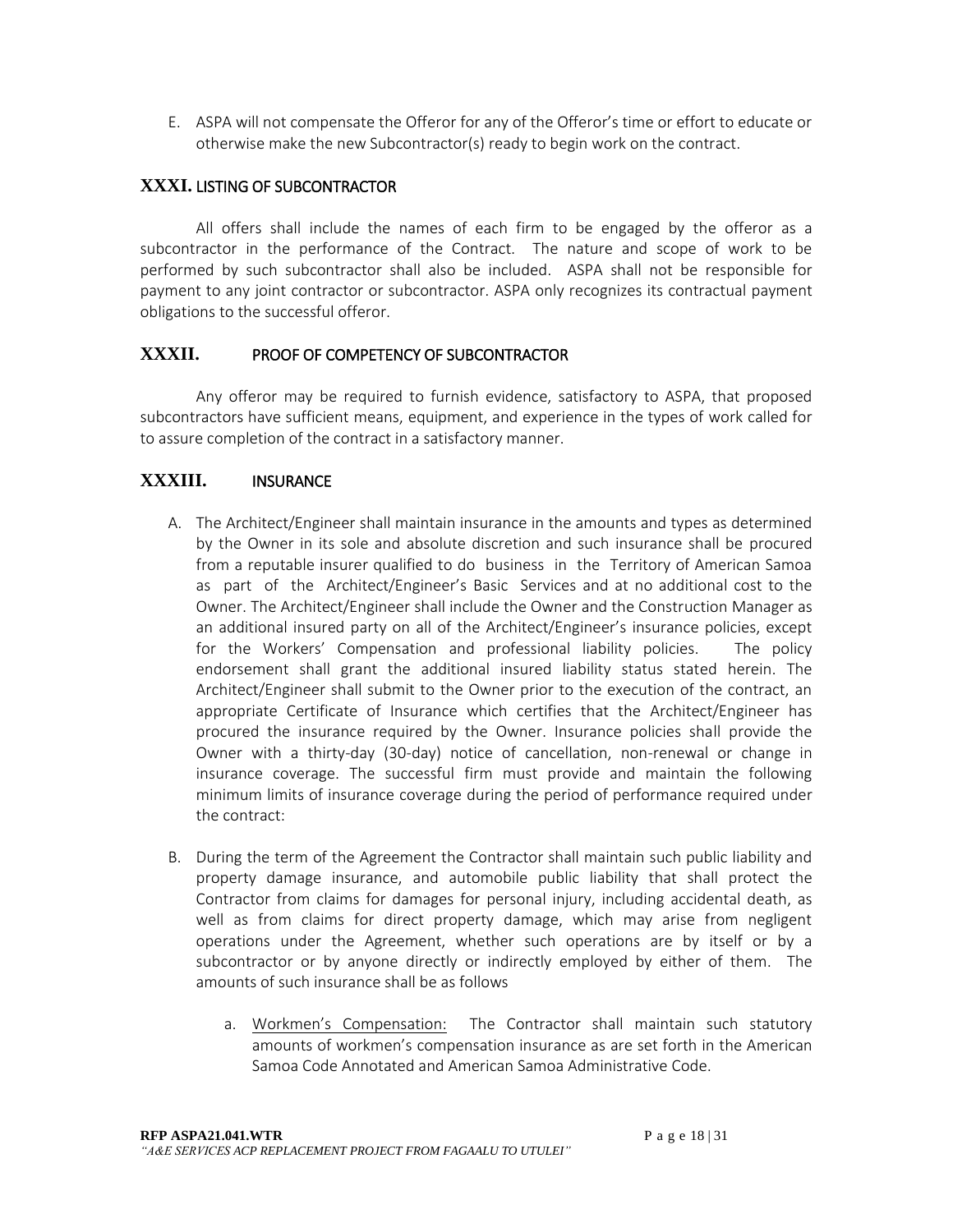E. ASPA will not compensate the Offeror for any of the Offeror's time or effort to educate or otherwise make the new Subcontractor(s) ready to begin work on the contract.

## XXXI. LISTING OF SUBCONTRACTOR

All offers shall include the names of each firm to be engaged by the offeror as a subcontractor in the performance of the Contract. The nature and scope of work to be performed by such subcontractor shall also be included. ASPA shall not be responsible for payment to any joint contractor or subcontractor. ASPA only recognizes its contractual payment obligations to the successful offeror.

## XXXII. PROOF OF COMPETENCY OF SUBCONTRACTOR

Any offeror may be required to furnish evidence, satisfactory to ASPA, that proposed subcontractors have sufficient means, equipment, and experience in the types of work called for to assure completion of the contract in a satisfactory manner.

## XXXIII. INSURANCE

A. The Architect/Engineer shall maintain insurance in the amounts and types as determined by the Owner in its sole and absolute discretion and such insurance shall be procured from a reputable insurer qualified to do business in the Territory of American Samoa as part of the Architect/Engineer's Basic Services and at no additional cost to the Owner. The Architect/Engineer shall include the Owner and the Construction Manager as an additional insured party on all of the Architect/Engineer's insurance policies, except for the Workers' Compensation and professional liability policies. The policy endorsement shall grant the additional insured liability status stated herein. The Architect/Engineer shall submit to the Owner prior to the execution of the contract, an appropriate Certificate of Insurance which certifies that the Architect/Engineer has procured the insurance required by the Owner. Insurance policies shall provide the Owner with a thirty-day (30-day) notice of cancellation, non-renewal or change in insurance coverage. The successful firm must provide and maintain the following minimum limits of insurance coverage during the period of performance required under the contract:

B. During the term of the Agreement the Contractor shall maintain such public liability and property damage insurance, and automobile public liability that shall protect the Contractor from claims for damages for personal injury, including accidental death, as well as from claims for direct property damage, which may arise from negligent operations under the Agreement, whether such operations are by itself or by a subcontractor or by anyone directly or indirectly employed by either of them. The amounts of such insurance shall be as follows

   a. Workmen's Compensation: The Contractor shall maintain such statutory amounts of workmen's compensation insurance as are set forth in the American Samoa Code Annotated and American Samoa Administrative Code.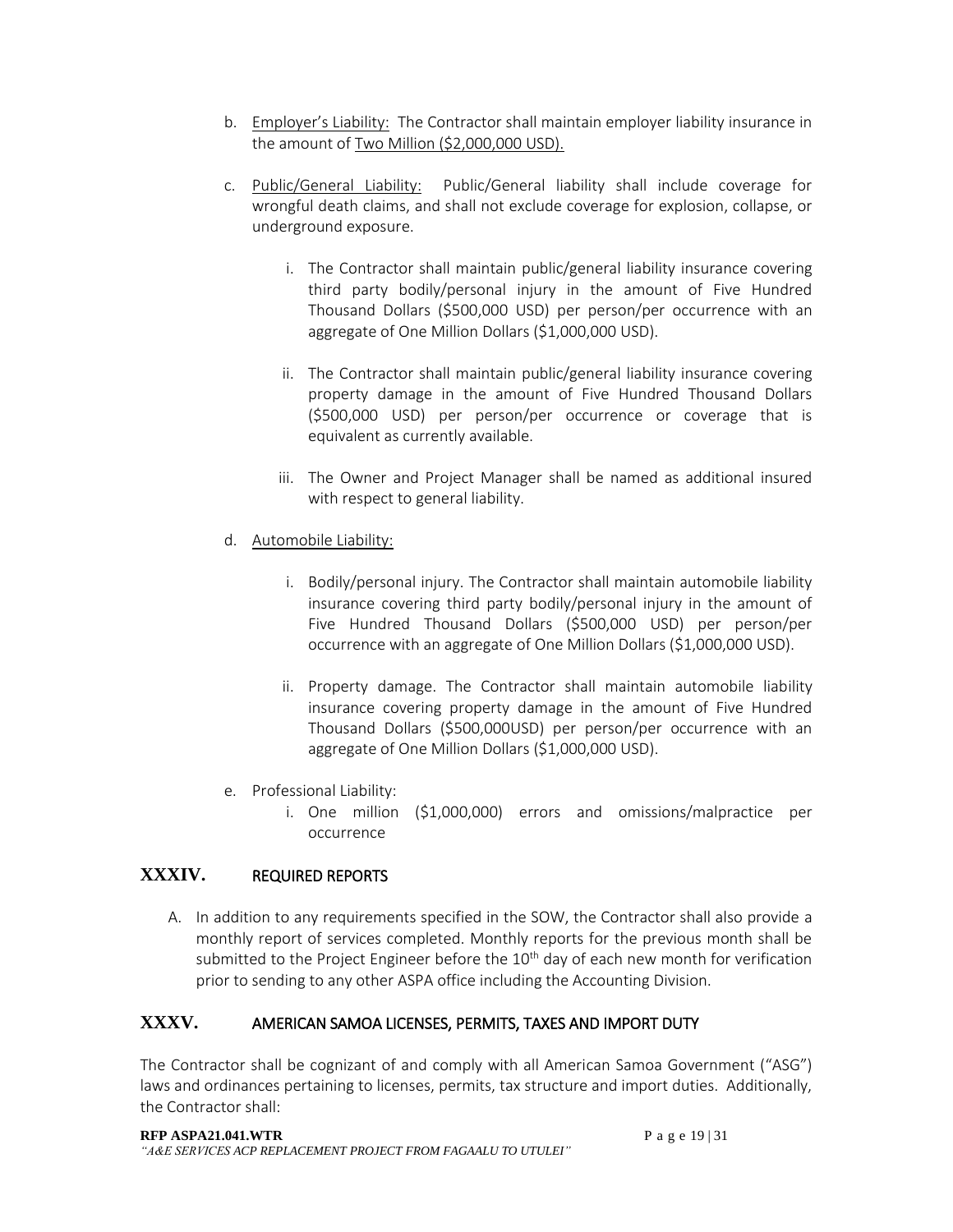b. Employer's Liability: The Contractor shall maintain employer liability insurance in the amount of Two Million ($2,000,000 USD).

c. Public/General Liability: Public/General liability shall include coverage for wrongful death claims, and shall not exclude coverage for explosion, collapse, or underground exposure.

   i. The Contractor shall maintain public/general liability insurance covering third party bodily/personal injury in the amount of Five Hundred Thousand Dollars ($500,000 USD) per person/per occurrence with an aggregate of One Million Dollars ($1,000,000 USD).

   ii. The Contractor shall maintain public/general liability insurance covering property damage in the amount of Five Hundred Thousand Dollars ($500,000 USD) per person/per occurrence or coverage that is equivalent as currently available.

   iii. The Owner and Project Manager shall be named as additional insured with respect to general liability.

d. Automobile Liability:

   i. Bodily/personal injury. The Contractor shall maintain automobile liability insurance covering third party bodily/personal injury in the amount of Five Hundred Thousand Dollars ($500,000 USD) per person/per occurrence with an aggregate of One Million Dollars ($1,000,000 USD).

   ii. Property damage. The Contractor shall maintain automobile liability insurance covering property damage in the amount of Five Hundred Thousand Dollars ($500,000USD) per person/per occurrence with an aggregate of One Million Dollars ($1,000,000 USD).

e. Professional Liability:

   i. One million ($1,000,000) errors and omissions/malpractice per occurrence

## XXXIV. REQUIRED REPORTS

A. In addition to any requirements specified in the SOW, the Contractor shall also provide a monthly report of services completed. Monthly reports for the previous month shall be submitted to the Project Engineer before the 10th day of each new month for verification prior to sending to any other ASPA office including the Accounting Division.

## XXXV. AMERICAN SAMOA LICENSES, PERMITS, TAXES AND IMPORT DUTY

The Contractor shall be cognizant of and comply with all American Samoa Government ("ASG") laws and ordinances pertaining to licenses, permits, tax structure and import duties. Additionally, the Contractor shall: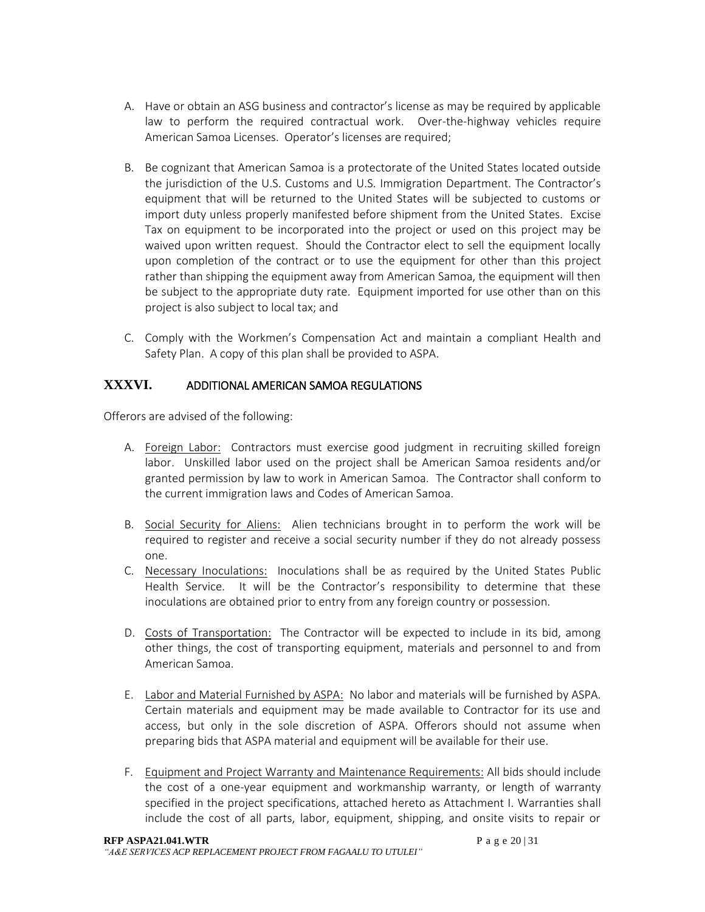A. Have or obtain an ASG business and contractor's license as may be required by applicable law to perform the required contractual work. Over-the-highway vehicles require American Samoa Licenses. Operator's licenses are required;

B. Be cognizant that American Samoa is a protectorate of the United States located outside the jurisdiction of the U.S. Customs and U.S. Immigration Department. The Contractor's equipment that will be returned to the United States will be subjected to customs or import duty unless properly manifested before shipment from the United States. Excise Tax on equipment to be incorporated into the project or used on this project may be waived upon written request. Should the Contractor elect to sell the equipment locally upon completion of the contract or to use the equipment for other than this project rather than shipping the equipment away from American Samoa, the equipment will then be subject to the appropriate duty rate. Equipment imported for use other than on this project is also subject to local tax; and

C. Comply with the Workmen's Compensation Act and maintain a compliant Health and Safety Plan. A copy of this plan shall be provided to ASPA.

## XXXVI. ADDITIONAL AMERICAN SAMOA REGULATIONS

Offerors are advised of the following:

A. Foreign Labor: Contractors must exercise good judgment in recruiting skilled foreign labor. Unskilled labor used on the project shall be American Samoa residents and/or granted permission by law to work in American Samoa. The Contractor shall conform to the current immigration laws and Codes of American Samoa.

B. Social Security for Aliens: Alien technicians brought in to perform the work will be required to register and receive a social security number if they do not already possess one.

C. Necessary Inoculations: Inoculations shall be as required by the United States Public Health Service. It will be the Contractor's responsibility to determine that these inoculations are obtained prior to entry from any foreign country or possession.

D. Costs of Transportation: The Contractor will be expected to include in its bid, among other things, the cost of transporting equipment, materials and personnel to and from American Samoa.

E. Labor and Material Furnished by ASPA: No labor and materials will be furnished by ASPA. Certain materials and equipment may be made available to Contractor for its use and access, but only in the sole discretion of ASPA. Offerors should not assume when preparing bids that ASPA material and equipment will be available for their use.

F. Equipment and Project Warranty and Maintenance Requirements: All bids should include the cost of a one-year equipment and workmanship warranty, or length of warranty specified in the project specifications, attached hereto as Attachment I. Warranties shall include the cost of all parts, labor, equipment, shipping, and onsite visits to repair or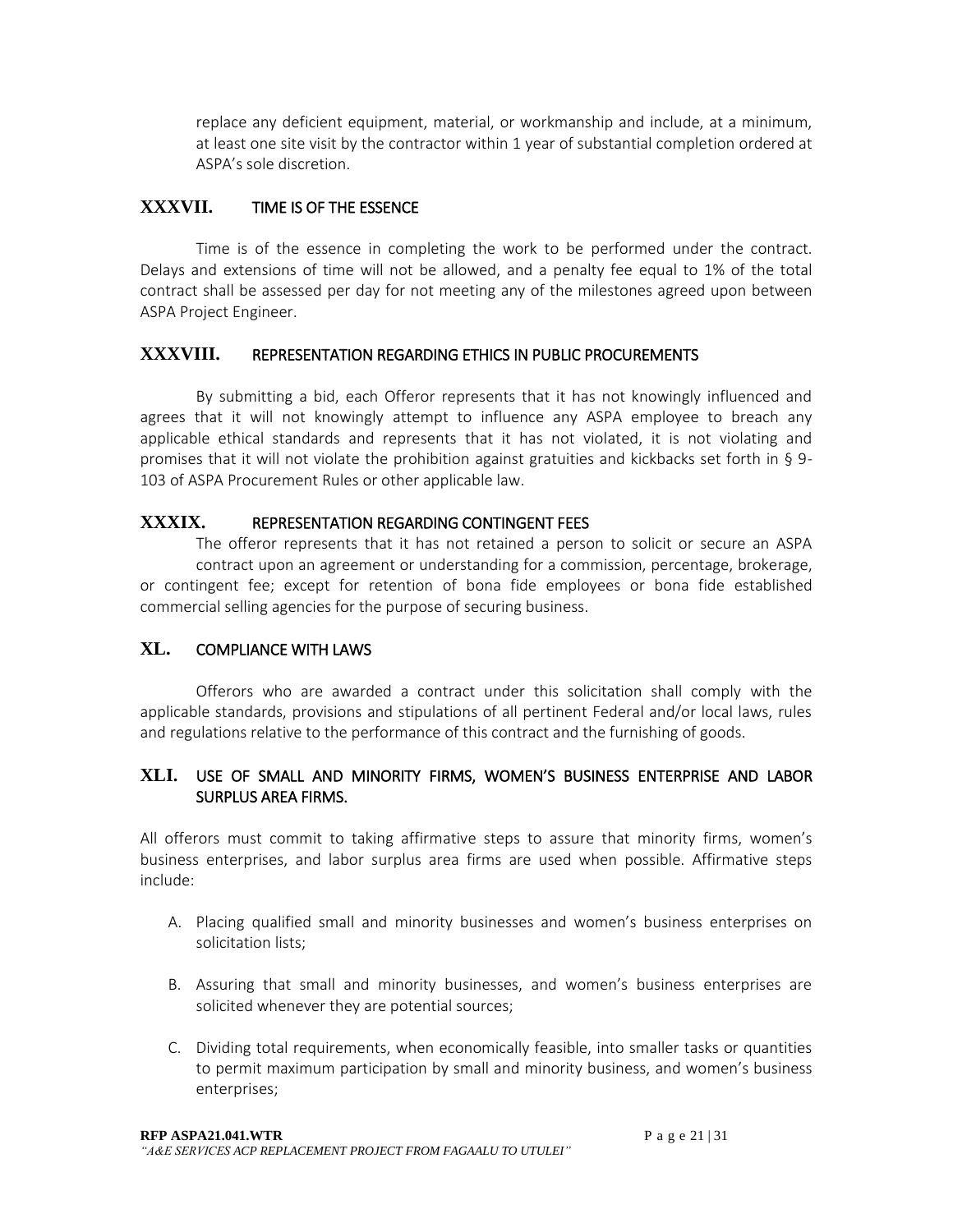replace any deficient equipment, material, or workmanship and include, at a minimum, at least one site visit by the contractor within 1 year of substantial completion ordered at ASPA's sole discretion.

## XXXVII. TIME IS OF THE ESSENCE

Time is of the essence in completing the work to be performed under the contract. Delays and extensions of time will not be allowed, and a penalty fee equal to 1% of the total contract shall be assessed per day for not meeting any of the milestones agreed upon between ASPA Project Engineer.

## XXXVIII. REPRESENTATION REGARDING ETHICS IN PUBLIC PROCUREMENTS

By submitting a bid, each Offeror represents that it has not knowingly influenced and agrees that it will not knowingly attempt to influence any ASPA employee to breach any applicable ethical standards and represents that it has not violated, it is not violating and promises that it will not violate the prohibition against gratuities and kickbacks set forth in § 9-103 of ASPA Procurement Rules or other applicable law.

## XXXIX. REPRESENTATION REGARDING CONTINGENT FEES

The offeror represents that it has not retained a person to solicit or secure an ASPA contract upon an agreement or understanding for a commission, percentage, brokerage, or contingent fee; except for retention of bona fide employees or bona fide established commercial selling agencies for the purpose of securing business.

## XL. COMPLIANCE WITH LAWS

Offerors who are awarded a contract under this solicitation shall comply with the applicable standards, provisions and stipulations of all pertinent Federal and/or local laws, rules and regulations relative to the performance of this contract and the furnishing of goods.

## XLI. USE OF SMALL AND MINORITY FIRMS, WOMEN'S BUSINESS ENTERPRISE AND LABOR SURPLUS AREA FIRMS.

All offerors must commit to taking affirmative steps to assure that minority firms, women's business enterprises, and labor surplus area firms are used when possible. Affirmative steps include:

A. Placing qualified small and minority businesses and women's business enterprises on solicitation lists;

B. Assuring that small and minority businesses, and women's business enterprises are solicited whenever they are potential sources;

C. Dividing total requirements, when economically feasible, into smaller tasks or quantities to permit maximum participation by small and minority business, and women's business enterprises;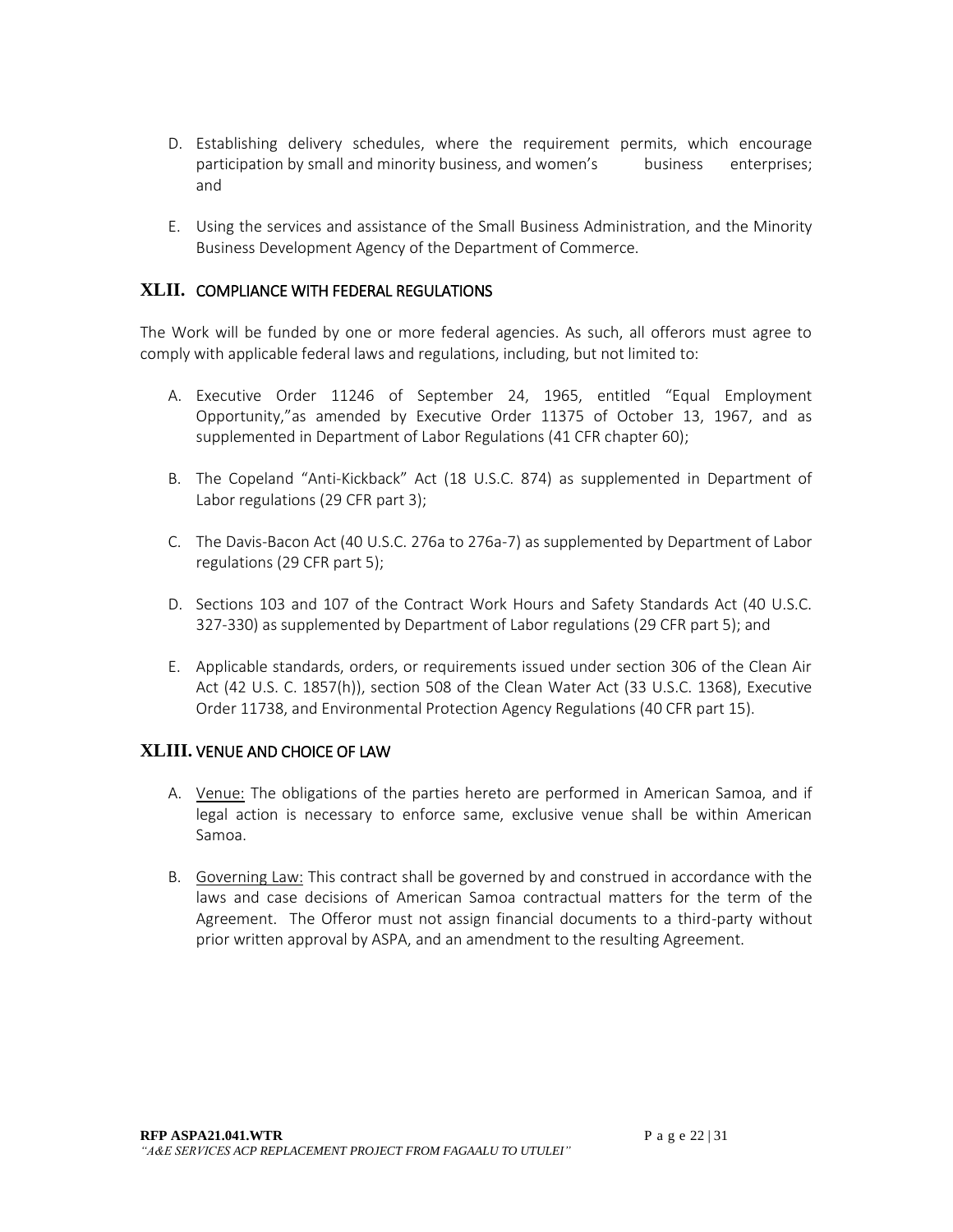D. Establishing delivery schedules, where the requirement permits, which encourage participation by small and minority business, and women's business enterprises; and

E. Using the services and assistance of the Small Business Administration, and the Minority Business Development Agency of the Department of Commerce.

## XLII. COMPLIANCE WITH FEDERAL REGULATIONS

The Work will be funded by one or more federal agencies. As such, all offerors must agree to comply with applicable federal laws and regulations, including, but not limited to:

A. Executive Order 11246 of September 24, 1965, entitled "Equal Employment Opportunity,"as amended by Executive Order 11375 of October 13, 1967, and as supplemented in Department of Labor Regulations (41 CFR chapter 60);

B. The Copeland "Anti-Kickback" Act (18 U.S.C. 874) as supplemented in Department of Labor regulations (29 CFR part 3);

C. The Davis-Bacon Act (40 U.S.C. 276a to 276a-7) as supplemented by Department of Labor regulations (29 CFR part 5);

D. Sections 103 and 107 of the Contract Work Hours and Safety Standards Act (40 U.S.C. 327-330) as supplemented by Department of Labor regulations (29 CFR part 5); and

E. Applicable standards, orders, or requirements issued under section 306 of the Clean Air Act (42 U.S. C. 1857(h)), section 508 of the Clean Water Act (33 U.S.C. 1368), Executive Order 11738, and Environmental Protection Agency Regulations (40 CFR part 15).

## XLIII. VENUE AND CHOICE OF LAW

A. Venue: The obligations of the parties hereto are performed in American Samoa, and if legal action is necessary to enforce same, exclusive venue shall be within American Samoa.

B. Governing Law: This contract shall be governed by and construed in accordance with the laws and case decisions of American Samoa contractual matters for the term of the Agreement. The Offeror must not assign financial documents to a third-party without prior written approval by ASPA, and an amendment to the resulting Agreement.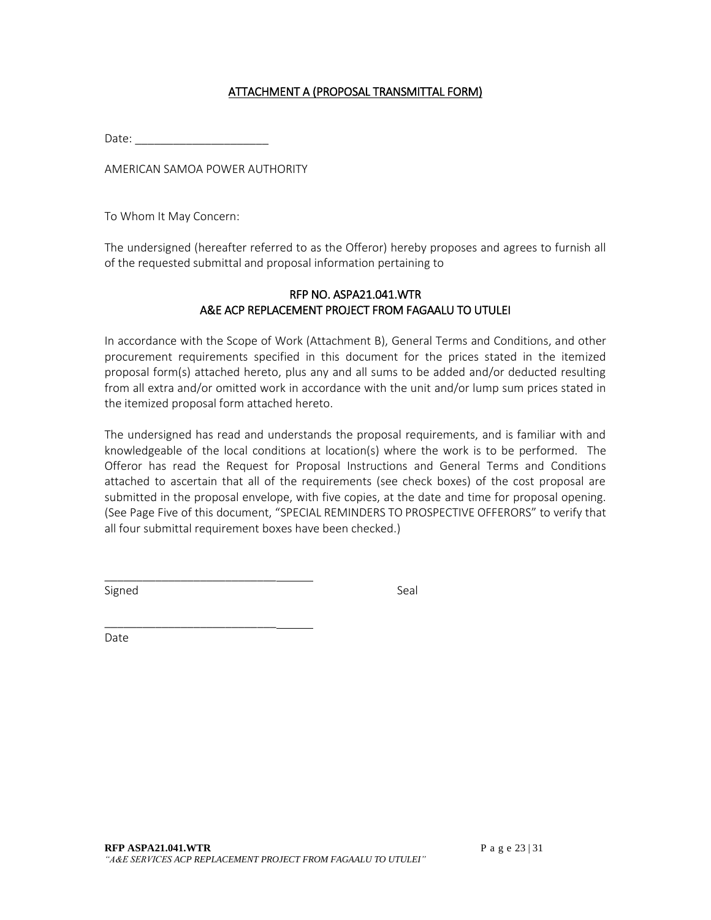## ATTACHMENT A (PROPOSAL TRANSMITTAL FORM)

Date: _____________________

AMERICAN SAMOA POWER AUTHORITY

To Whom It May Concern:

The undersigned (hereafter referred to as the Offeror) hereby proposes and agrees to furnish all of the requested submittal and proposal information pertaining to

**RFP NO. ASPA21.041.WTR**
**A&E ACP REPLACEMENT PROJECT FROM FAGAALU TO UTULEI**

In accordance with the Scope of Work (Attachment B), General Terms and Conditions, and other procurement requirements specified in this document for the prices stated in the itemized proposal form(s) attached hereto, plus any and all sums to be added and/or deducted resulting from all extra and/or omitted work in accordance with the unit and/or lump sum prices stated in the itemized proposal form attached hereto.

The undersigned has read and understands the proposal requirements, and is familiar with and knowledgeable of the local conditions at location(s) where the work is to be performed. The Offeror has read the Request for Proposal Instructions and General Terms and Conditions attached to ascertain that all of the requirements (see check boxes) of the cost proposal are submitted in the proposal envelope, with five copies, at the date and time for proposal opening. (See Page Five of this document, "SPECIAL REMINDERS TO PROSPECTIVE OFFERORS" to verify that all four submittal requirement boxes have been checked.)

_________________________________
Signed                                                                  Seal

_________________________________
Date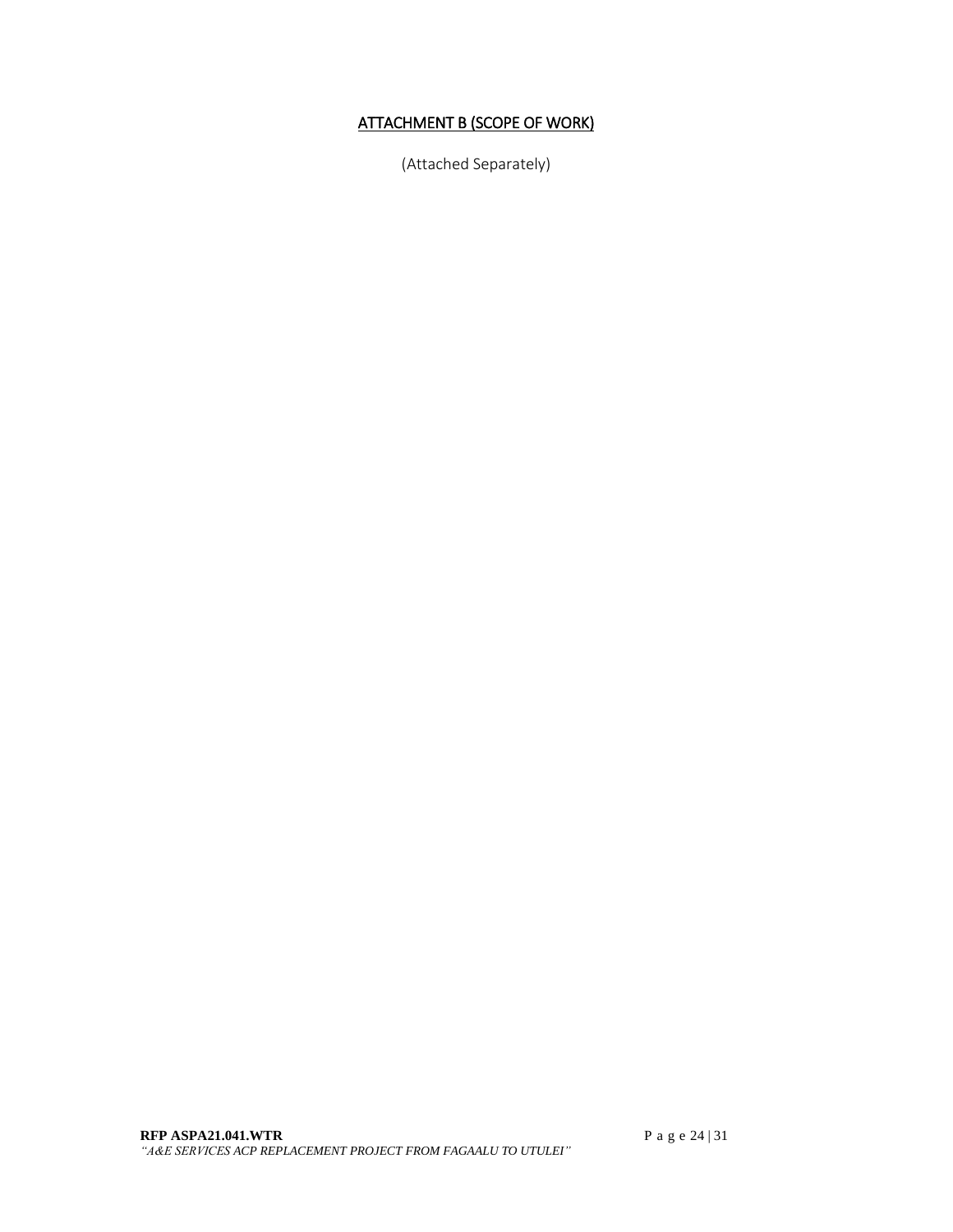# ATTACHMENT B (SCOPE OF WORK)

(Attached Separately)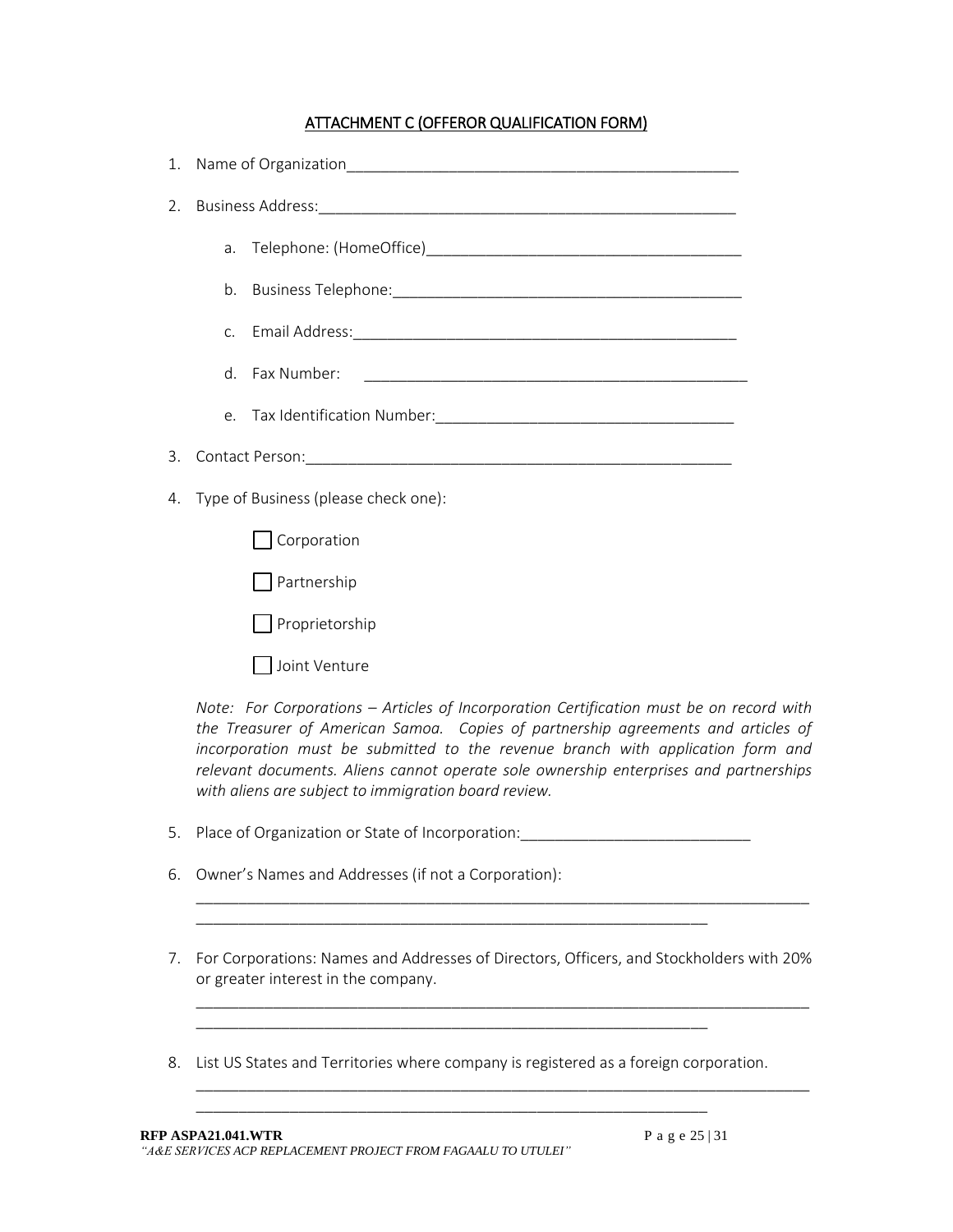## ATTACHMENT C (OFFEROR QUALIFICATION FORM)

1. Name of Organization_______________________________________________
2. Business Address:__________________________________________________
   a. Telephone: (HomeOffice)_____________________________________
   b. Business Telephone:__________________________________________
   c. Email Address:______________________________________________
   d. Fax Number: _______________________________________________
   e. Tax Identification Number:___________________________________
3. Contact Person:____________________________________________________
4. Type of Business (please check one):

   ☐ Corporation

   ☐ Partnership

   ☐ Proprietorship

   ☐ Joint Venture

   *Note: For Corporations – Articles of Incorporation Certification must be on record with the Treasurer of American Samoa. Copies of partnership agreements and articles of incorporation must be submitted to the revenue branch with application form and relevant documents. Aliens cannot operate sole ownership enterprises and partnerships with aliens are subject to immigration board review.*

5. Place of Organization or State of Incorporation:___________________________
6. Owner's Names and Addresses (if not a Corporation):

   ____________________________________________________________________________
   ______________________________________________________________

7. For Corporations: Names and Addresses of Directors, Officers, and Stockholders with 20% or greater interest in the company.

   ____________________________________________________________________________
   ______________________________________________________________

8. List US States and Territories where company is registered as a foreign corporation.

   ____________________________________________________________________________
   ______________________________________________________________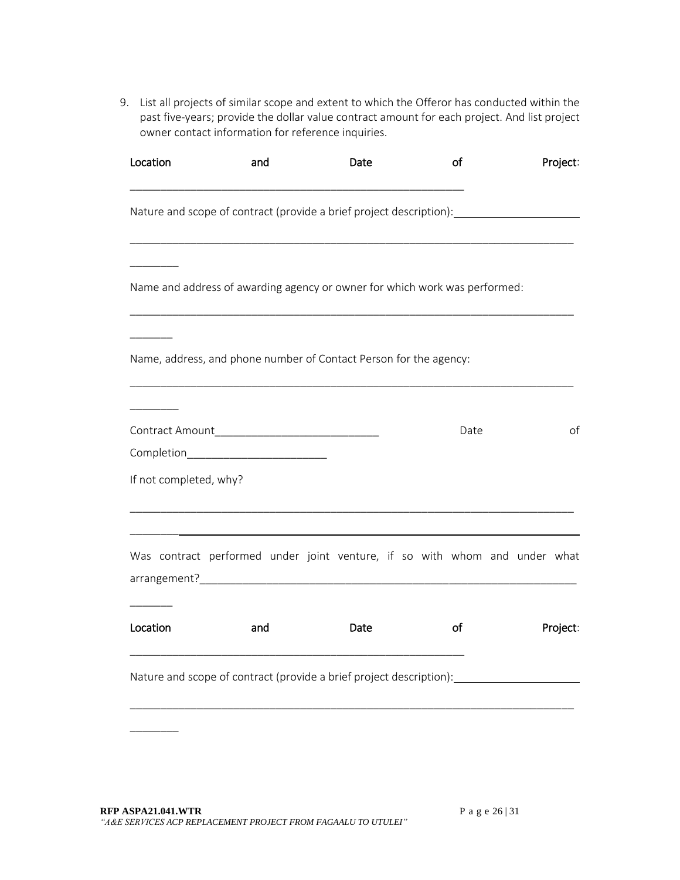9. List all projects of similar scope and extent to which the Offeror has conducted within the past five-years; provide the dollar value contract amount for each project. And list project owner contact information for reference inquiries.

   Location and Date of Project: ________________________________________________________

   Nature and scope of contract (provide a brief project description): ____________________

   ___________________________________________________________________________

   ________

   Name and address of awarding agency or owner for which work was performed:

   ___________________________________________________________________________

   _______

   Name, address, and phone number of Contact Person for the agency:

   ___________________________________________________________________________

   ________

   Contract Amount___________________________ Date of Completion_______________________

   If not completed, why?

   ___________________________________________________________________________

   ___________________________________________________________________________

   Was contract performed under joint venture, if so with whom and under what arrangement?_______________________________________________________________

   _______

   Location and Date of Project: ________________________________________________________

   Nature and scope of contract (provide a brief project description): ____________________

   ___________________________________________________________________________

   ________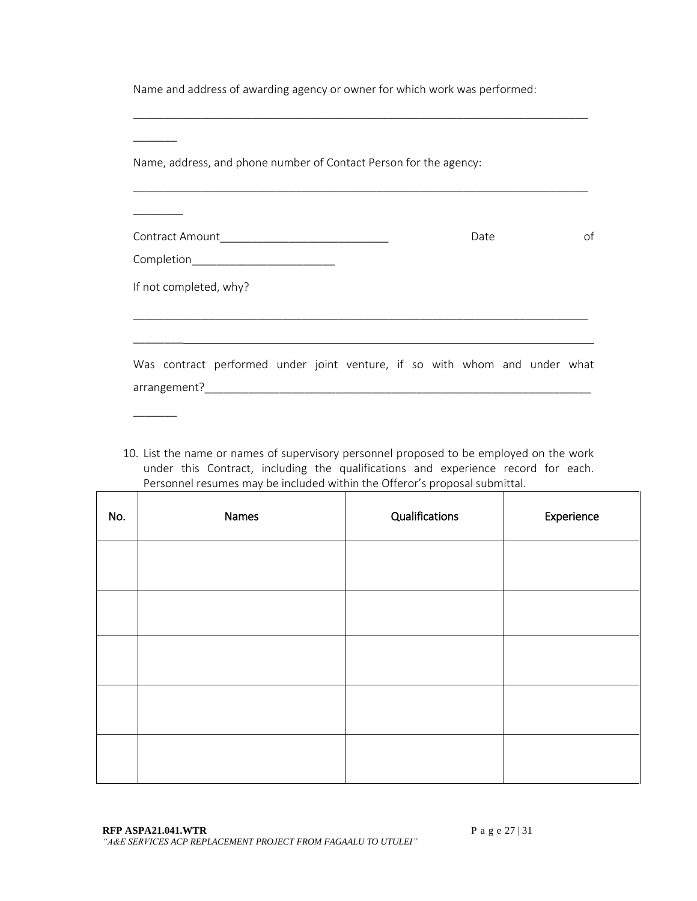Name and address of awarding agency or owner for which work was performed:

___________________________________________________________________________

_______

Name, address, and phone number of Contact Person for the agency:

___________________________________________________________________________

________

Contract Amount___________________________ Date of Completion_______________________

If not completed, why?

___________________________________________________________________________

___________________________________________________________________________

Was contract performed under joint venture, if so with whom and under what arrangement?_________________________________________________________________

_______

10. List the name or names of supervisory personnel proposed to be employed on the work under this Contract, including the qualifications and experience record for each. Personnel resumes may be included within the Offeror's proposal submittal.

| No. | Names | Qualifications | Experience |
|---|---|---|---|
| | | | |
| | | | |
| | | | |
| | | | |
| | | | |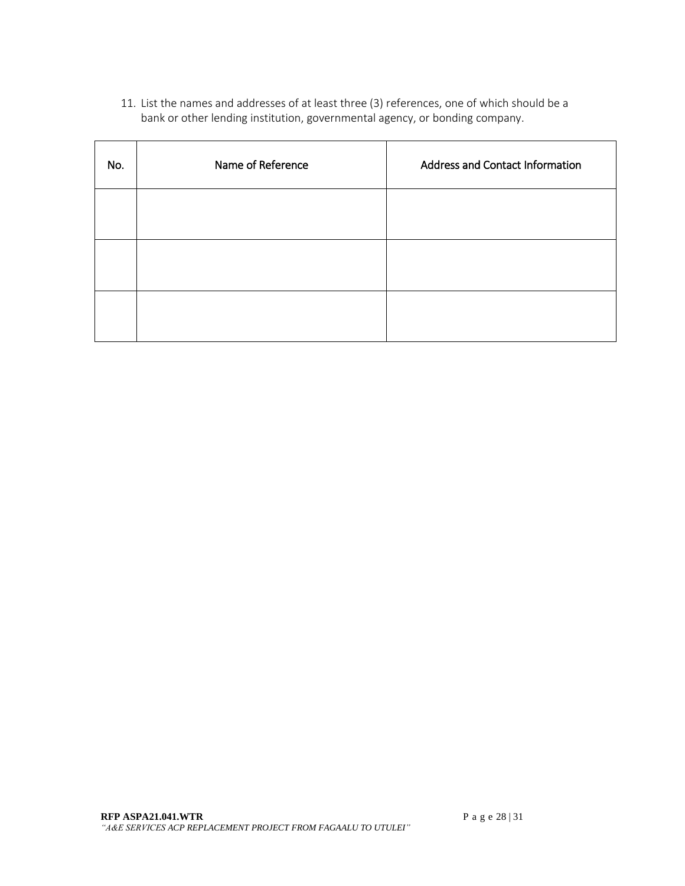11. List the names and addresses of at least three (3) references, one of which should be a bank or other lending institution, governmental agency, or bonding company.

| No. | Name of Reference | Address and Contact Information |
| --- | --- | --- |
| | | |
| | | |
| | | |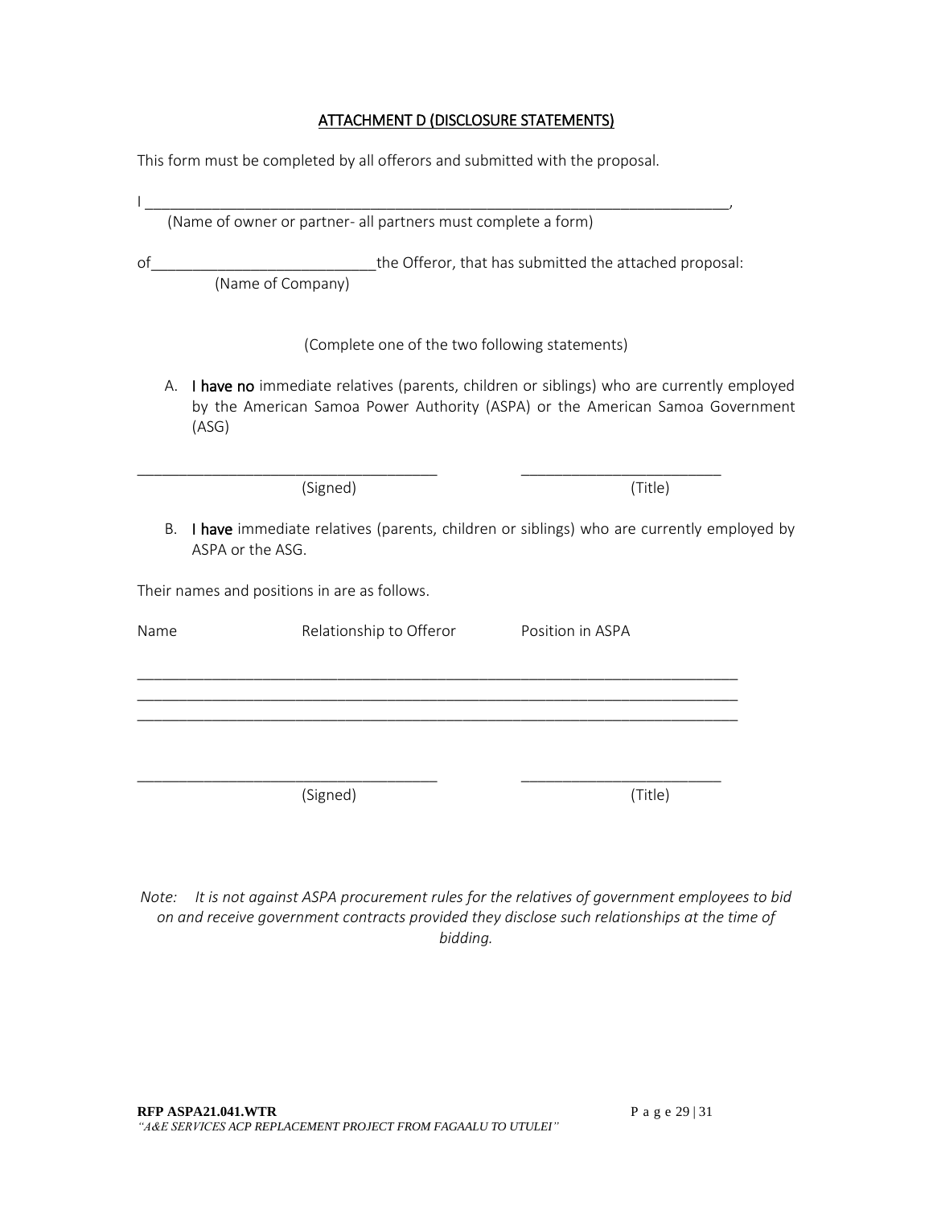## ATTACHMENT D (DISCLOSURE STATEMENTS)

This form must be completed by all offerors and submitted with the proposal.

I ___________________________________________________________________________,
(Name of owner or partner- all partners must complete a form)

of___________________________the Offeror, that has submitted the attached proposal:
(Name of Company)

(Complete one of the two following statements)

A. **I have no** immediate relatives (parents, children or siblings) who are currently employed by the American Samoa Power Authority (ASPA) or the American Samoa Government (ASG)

_____________________________________ ________________________
(Signed) (Title)

B. **I have** immediate relatives (parents, children or siblings) who are currently employed by ASPA or the ASG.

Their names and positions in are as follows.

| Name | Relationship to Offeror | Position in ASPA |
|---|---|---|
| | | |
| | | |
| | | |

_____________________________________ ________________________
(Signed) (Title)

*Note: It is not against ASPA procurement rules for the relatives of government employees to bid on and receive government contracts provided they disclose such relationships at the time of bidding.*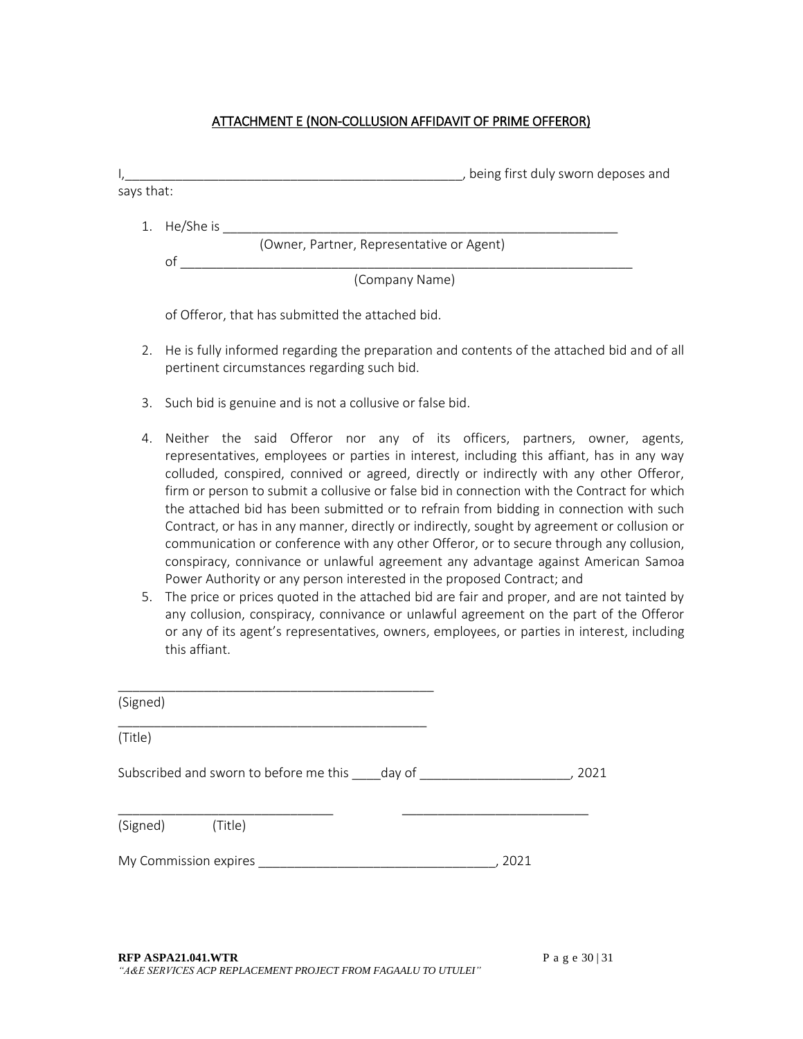## ATTACHMENT E (NON-COLLUSION AFFIDAVIT OF PRIME OFFEROR)

I,_______________________________________________, being first duly sworn deposes and says that:

1. He/She is _________________________________________________________
   (Owner, Partner, Representative or Agent)
   of ________________________________________________________________
   (Company Name)

   of Offeror, that has submitted the attached bid.

2. He is fully informed regarding the preparation and contents of the attached bid and of all pertinent circumstances regarding such bid.

3. Such bid is genuine and is not a collusive or false bid.

4. Neither the said Offeror nor any of its officers, partners, owner, agents, representatives, employees or parties in interest, including this affiant, has in any way colluded, conspired, connived or agreed, directly or indirectly with any other Offeror, firm or person to submit a collusive or false bid in connection with the Contract for which the attached bid has been submitted or to refrain from bidding in connection with such Contract, or has in any manner, directly or indirectly, sought by agreement or collusion or communication or conference with any other Offeror, or to secure through any collusion, conspiracy, connivance or unlawful agreement any advantage against American Samoa Power Authority or any person interested in the proposed Contract; and
5. The price or prices quoted in the attached bid are fair and proper, and are not tainted by any collusion, conspiracy, connivance or unlawful agreement on the part of the Offeror or any of its agent's representatives, owners, employees, or parties in interest, including this affiant.

_____________________________________________
(Signed)

____________________________________________
(Title)

Subscribed and sworn to before me this ____day of _____________________, 2021

______________________________ __________________________
(Signed) (Title)

My Commission expires _________________________________, 2021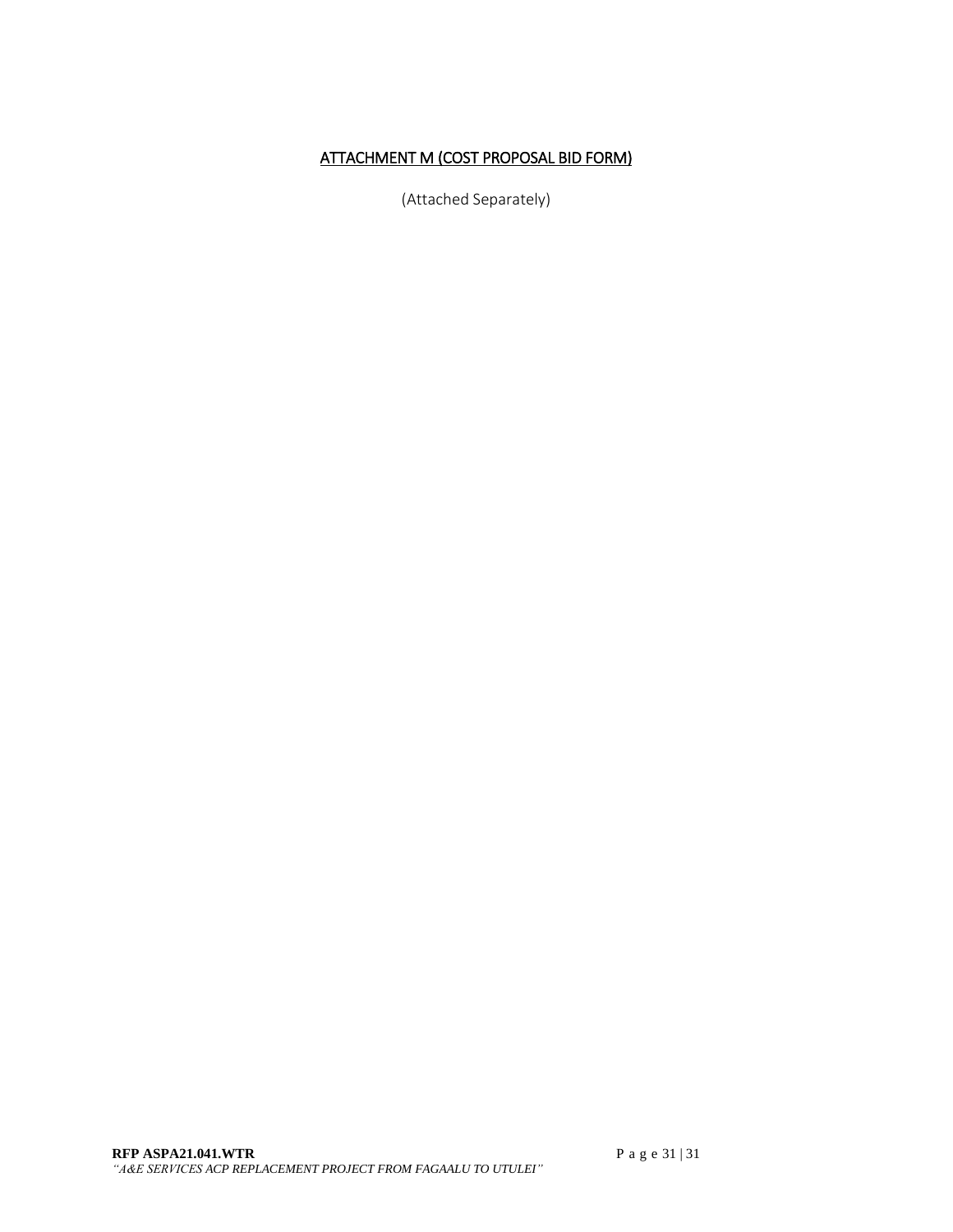## ATTACHMENT M (COST PROPOSAL BID FORM)

(Attached Separately)